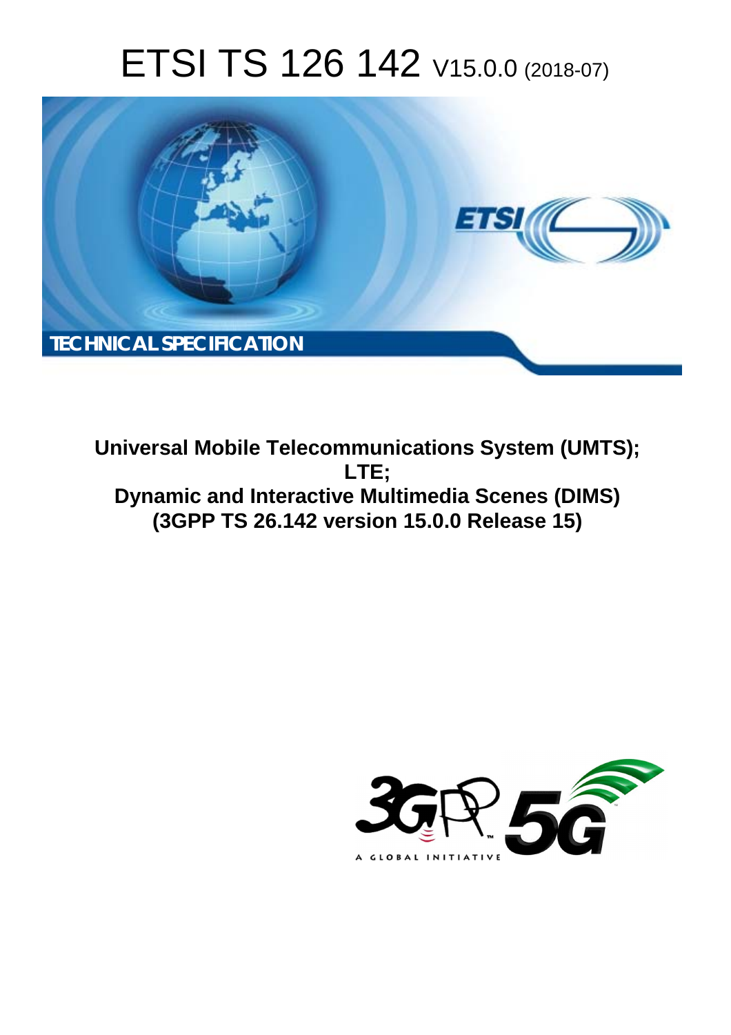# ETSI TS 126 142 V15.0.0 (2018-07)

**TECHNICAL SPECIFICATION**

**Universal Mobile Telecommunications System (UMTS); LTE; Dynamic and Interactive Multimedia Scenes (DIMS) (3GPP TS 26.142 version 15.0.0 Release 15)**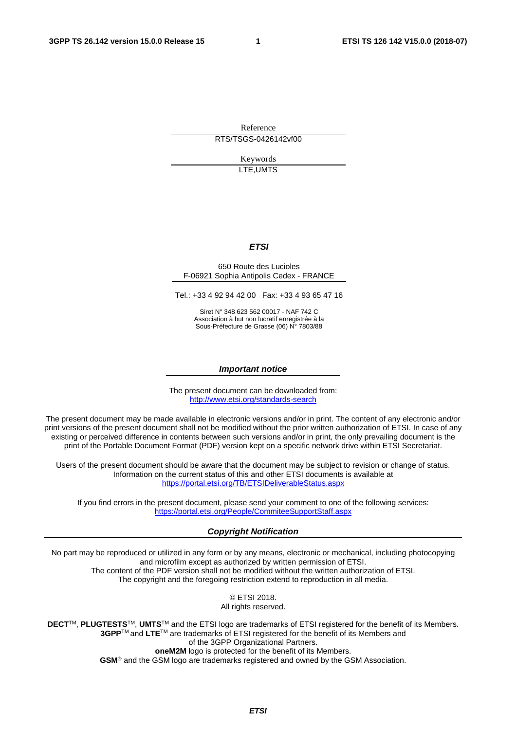Reference

RTS/TSGS-0426142vf00

Keywords

LTE,UMTS

***ETSI***

650 Route des Lucioles
F-06921 Sophia Antipolis Cedex - FRANCE

Tel.: +33 4 92 94 42 00   Fax: +33 4 93 65 47 16

Siret N° 348 623 562 00017 - NAF 742 C
Association à but non lucratif enregistrée à la
Sous-Préfecture de Grasse (06) N° 7803/88

***Important notice***

The present document can be downloaded from:
http://www.etsi.org/standards-search

The present document may be made available in electronic versions and/or in print. The content of any electronic and/or print versions of the present document shall not be modified without the prior written authorization of ETSI. In case of any existing or perceived difference in contents between such versions and/or in print, the only prevailing document is the print of the Portable Document Format (PDF) version kept on a specific network drive within ETSI Secretariat.

Users of the present document should be aware that the document may be subject to revision or change of status. Information on the current status of this and other ETSI documents is available at https://portal.etsi.org/TB/ETSIDeliverableStatus.aspx

If you find errors in the present document, please send your comment to one of the following services:
https://portal.etsi.org/People/CommiteeSupportStaff.aspx

***Copyright Notification***

No part may be reproduced or utilized in any form or by any means, electronic or mechanical, including photocopying and microfilm except as authorized by written permission of ETSI.
The content of the PDF version shall not be modified without the written authorization of ETSI.
The copyright and the foregoing restriction extend to reproduction in all media.

© ETSI 2018.
All rights reserved.

**DECT**™, **PLUGTESTS**™, **UMTS**™ and the ETSI logo are trademarks of ETSI registered for the benefit of its Members.
**3GPP**™ and **LTE**™ are trademarks of ETSI registered for the benefit of its Members and of the 3GPP Organizational Partners.
**oneM2M** logo is protected for the benefit of its Members.
**GSM**® and the GSM logo are trademarks registered and owned by the GSM Association.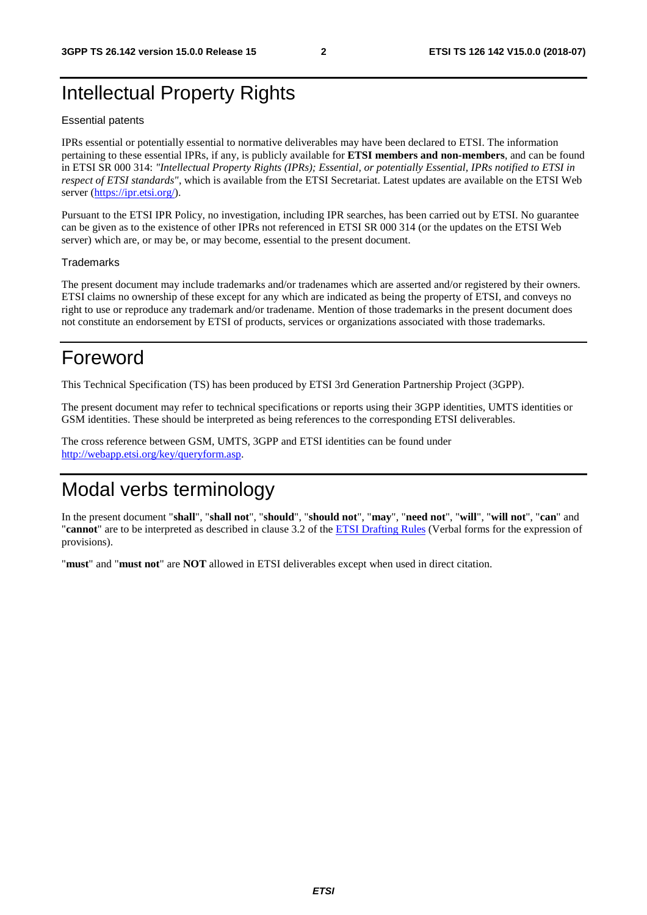# Intellectual Property Rights

Essential patents

IPRs essential or potentially essential to normative deliverables may have been declared to ETSI. The information pertaining to these essential IPRs, if any, is publicly available for **ETSI members and non-members**, and can be found in ETSI SR 000 314: *"Intellectual Property Rights (IPRs); Essential, or potentially Essential, IPRs notified to ETSI in respect of ETSI standards"*, which is available from the ETSI Secretariat. Latest updates are available on the ETSI Web server (https://ipr.etsi.org/).

Pursuant to the ETSI IPR Policy, no investigation, including IPR searches, has been carried out by ETSI. No guarantee can be given as to the existence of other IPRs not referenced in ETSI SR 000 314 (or the updates on the ETSI Web server) which are, or may be, or may become, essential to the present document.

Trademarks

The present document may include trademarks and/or tradenames which are asserted and/or registered by their owners. ETSI claims no ownership of these except for any which are indicated as being the property of ETSI, and conveys no right to use or reproduce any trademark and/or tradename. Mention of those trademarks in the present document does not constitute an endorsement by ETSI of products, services or organizations associated with those trademarks.

# Foreword

This Technical Specification (TS) has been produced by ETSI 3rd Generation Partnership Project (3GPP).

The present document may refer to technical specifications or reports using their 3GPP identities, UMTS identities or GSM identities. These should be interpreted as being references to the corresponding ETSI deliverables.

The cross reference between GSM, UMTS, 3GPP and ETSI identities can be found under http://webapp.etsi.org/key/queryform.asp.

# Modal verbs terminology

In the present document "**shall**", "**shall not**", "**should**", "**should not**", "**may**", "**need not**", "**will**", "**will not**", "**can**" and "**cannot**" are to be interpreted as described in clause 3.2 of the ETSI Drafting Rules (Verbal forms for the expression of provisions).

"**must**" and "**must not**" are **NOT** allowed in ETSI deliverables except when used in direct citation.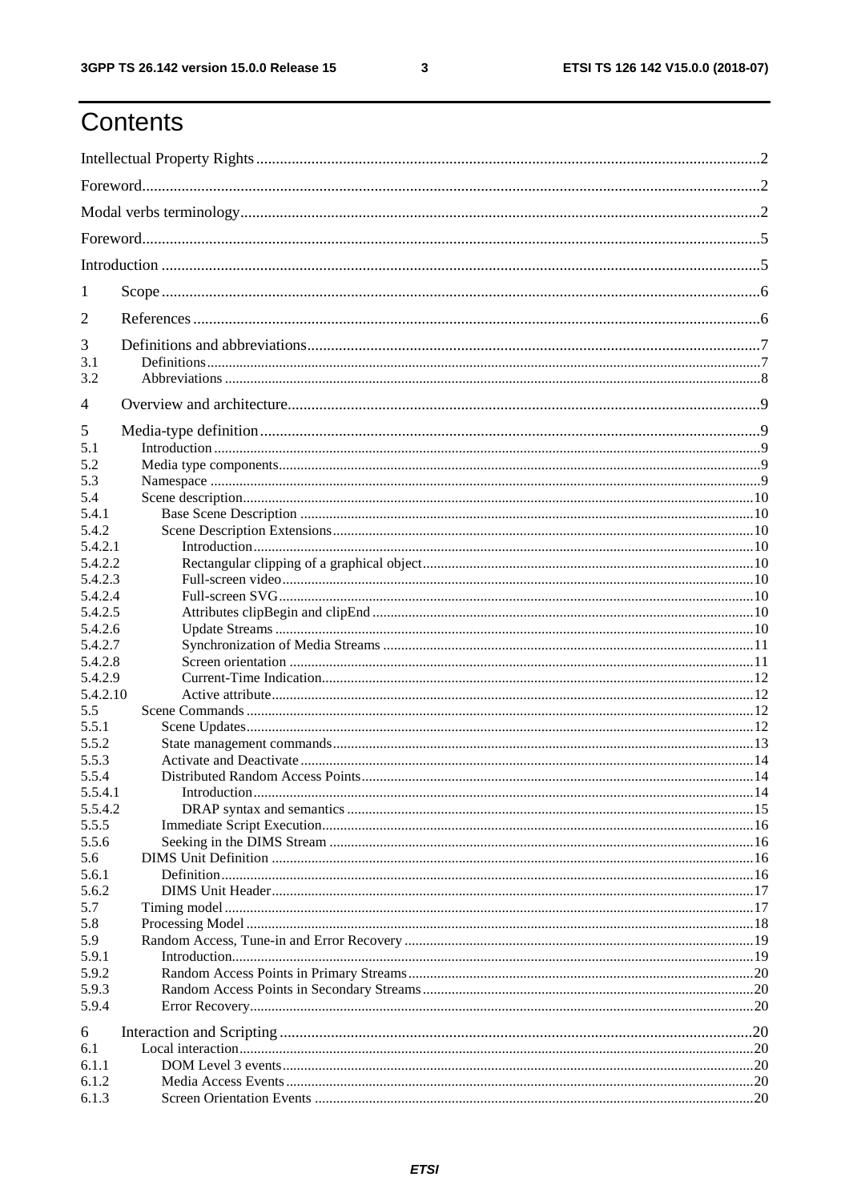# Contents

Intellectual Property Rights ........ 2

Foreword ........ 2

Modal verbs terminology ........ 2

Foreword ........ 5

Introduction ........ 5

1 Scope ........ 6

2 References ........ 6

3 Definitions and abbreviations ........ 7
- 3.1 Definitions ........ 7
- 3.2 Abbreviations ........ 8

4 Overview and architecture ........ 9

5 Media-type definition ........ 9
- 5.1 Introduction ........ 9
- 5.2 Media type components ........ 9
- 5.3 Namespace ........ 9
- 5.4 Scene description ........ 10
  - 5.4.1 Base Scene Description ........ 10
  - 5.4.2 Scene Description Extensions ........ 10
    - 5.4.2.1 Introduction ........ 10
    - 5.4.2.2 Rectangular clipping of a graphical object ........ 10
    - 5.4.2.3 Full-screen video ........ 10
    - 5.4.2.4 Full-screen SVG ........ 10
    - 5.4.2.5 Attributes clipBegin and clipEnd ........ 10
    - 5.4.2.6 Update Streams ........ 10
    - 5.4.2.7 Synchronization of Media Streams ........ 11
    - 5.4.2.8 Screen orientation ........ 11
    - 5.4.2.9 Current-Time Indication ........ 12
    - 5.4.2.10 Active attribute ........ 12
- 5.5 Scene Commands ........ 12
  - 5.5.1 Scene Updates ........ 12
  - 5.5.2 State management commands ........ 13
  - 5.5.3 Activate and Deactivate ........ 14
  - 5.5.4 Distributed Random Access Points ........ 14
    - 5.5.4.1 Introduction ........ 14
    - 5.5.4.2 DRAP syntax and semantics ........ 15
  - 5.5.5 Immediate Script Execution ........ 16
  - 5.5.6 Seeking in the DIMS Stream ........ 16
- 5.6 DIMS Unit Definition ........ 16
  - 5.6.1 Definition ........ 16
  - 5.6.2 DIMS Unit Header ........ 17
- 5.7 Timing model ........ 17
- 5.8 Processing Model ........ 18
- 5.9 Random Access, Tune-in and Error Recovery ........ 19
  - 5.9.1 Introduction ........ 19
  - 5.9.2 Random Access Points in Primary Streams ........ 20
  - 5.9.3 Random Access Points in Secondary Streams ........ 20
  - 5.9.4 Error Recovery ........ 20

6 Interaction and Scripting ........ 20
- 6.1 Local interaction ........ 20
  - 6.1.1 DOM Level 3 events ........ 20
  - 6.1.2 Media Access Events ........ 20
  - 6.1.3 Screen Orientation Events ........ 20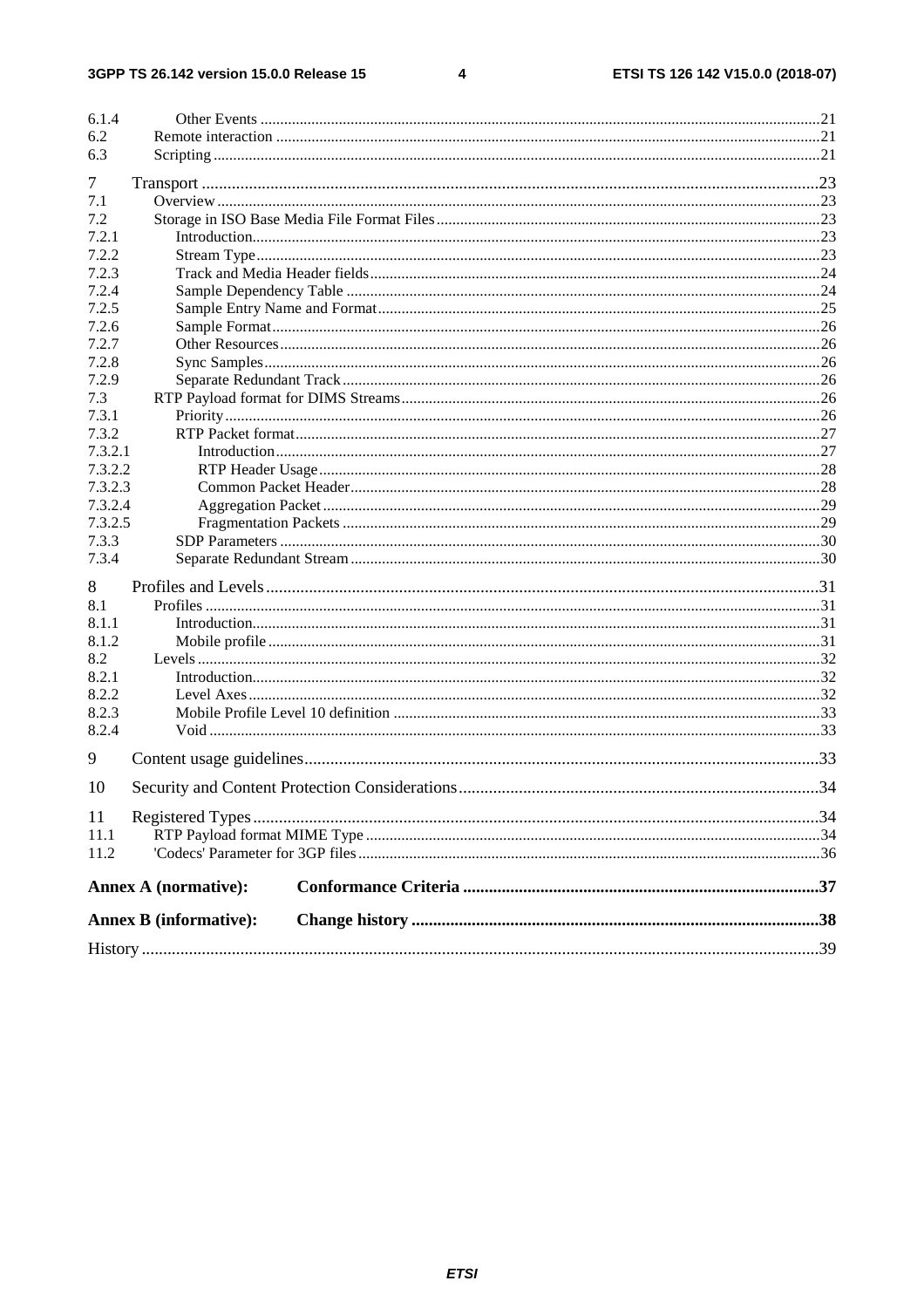6.1.4 Other Events ..... 21
6.2 Remote interaction ..... 21
6.3 Scripting ..... 21

7 Transport ..... 23
7.1 Overview ..... 23
7.2 Storage in ISO Base Media File Format Files ..... 23
7.2.1 Introduction ..... 23
7.2.2 Stream Type ..... 23
7.2.3 Track and Media Header fields ..... 24
7.2.4 Sample Dependency Table ..... 24
7.2.5 Sample Entry Name and Format ..... 25
7.2.6 Sample Format ..... 26
7.2.7 Other Resources ..... 26
7.2.8 Sync Samples ..... 26
7.2.9 Separate Redundant Track ..... 26
7.3 RTP Payload format for DIMS Streams ..... 26
7.3.1 Priority ..... 26
7.3.2 RTP Packet format ..... 27
7.3.2.1 Introduction ..... 27
7.3.2.2 RTP Header Usage ..... 28
7.3.2.3 Common Packet Header ..... 28
7.3.2.4 Aggregation Packet ..... 29
7.3.2.5 Fragmentation Packets ..... 29
7.3.3 SDP Parameters ..... 30
7.3.4 Separate Redundant Stream ..... 30

8 Profiles and Levels ..... 31
8.1 Profiles ..... 31
8.1.1 Introduction ..... 31
8.1.2 Mobile profile ..... 31
8.2 Levels ..... 32
8.2.1 Introduction ..... 32
8.2.2 Level Axes ..... 32
8.2.3 Mobile Profile Level 10 definition ..... 33
8.2.4 Void ..... 33

9 Content usage guidelines ..... 33

10 Security and Content Protection Considerations ..... 34

11 Registered Types ..... 34
11.1 RTP Payload format MIME Type ..... 34
11.2 'Codecs' Parameter for 3GP files ..... 36

**Annex A (normative): Conformance Criteria ..... 37**

**Annex B (informative): Change history ..... 38**

History ..... 39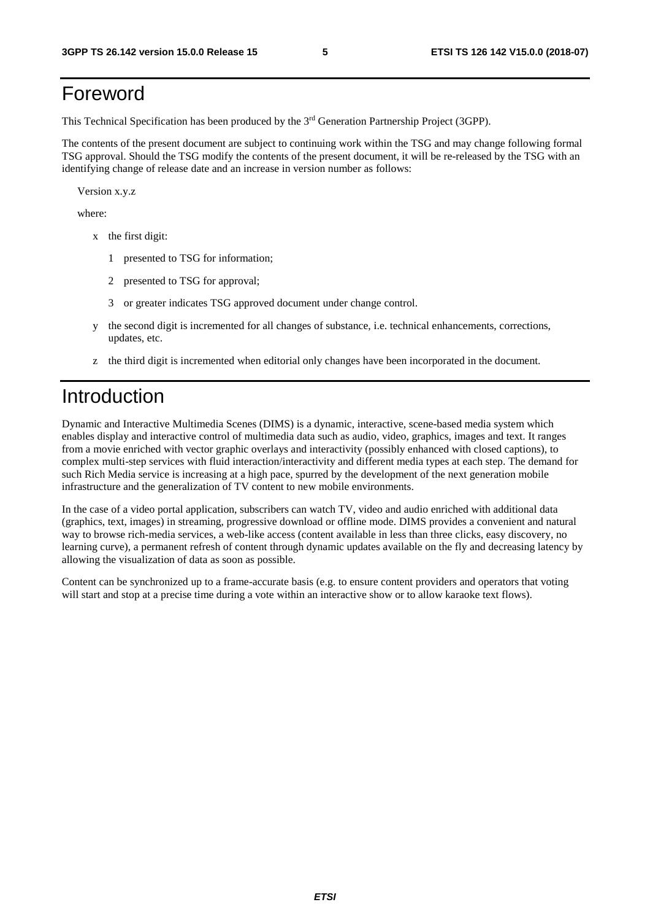# Foreword

This Technical Specification has been produced by the 3rd Generation Partnership Project (3GPP).

The contents of the present document are subject to continuing work within the TSG and may change following formal TSG approval. Should the TSG modify the contents of the present document, it will be re-released by the TSG with an identifying change of release date and an increase in version number as follows:

Version x.y.z

where:

- x the first digit:
  - 1 presented to TSG for information;
  - 2 presented to TSG for approval;
  - 3 or greater indicates TSG approved document under change control.
- y the second digit is incremented for all changes of substance, i.e. technical enhancements, corrections, updates, etc.
- z the third digit is incremented when editorial only changes have been incorporated in the document.

# Introduction

Dynamic and Interactive Multimedia Scenes (DIMS) is a dynamic, interactive, scene-based media system which enables display and interactive control of multimedia data such as audio, video, graphics, images and text. It ranges from a movie enriched with vector graphic overlays and interactivity (possibly enhanced with closed captions), to complex multi-step services with fluid interaction/interactivity and different media types at each step. The demand for such Rich Media service is increasing at a high pace, spurred by the development of the next generation mobile infrastructure and the generalization of TV content to new mobile environments.

In the case of a video portal application, subscribers can watch TV, video and audio enriched with additional data (graphics, text, images) in streaming, progressive download or offline mode. DIMS provides a convenient and natural way to browse rich-media services, a web-like access (content available in less than three clicks, easy discovery, no learning curve), a permanent refresh of content through dynamic updates available on the fly and decreasing latency by allowing the visualization of data as soon as possible.

Content can be synchronized up to a frame-accurate basis (e.g. to ensure content providers and operators that voting will start and stop at a precise time during a vote within an interactive show or to allow karaoke text flows).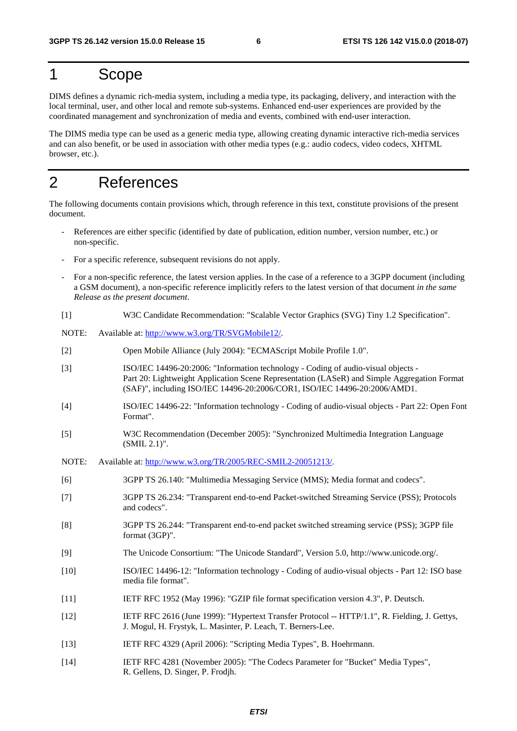# 1 Scope

DIMS defines a dynamic rich-media system, including a media type, its packaging, delivery, and interaction with the local terminal, user, and other local and remote sub-systems. Enhanced end-user experiences are provided by the coordinated management and synchronization of media and events, combined with end-user interaction.

The DIMS media type can be used as a generic media type, allowing creating dynamic interactive rich-media services and can also benefit, or be used in association with other media types (e.g.: audio codecs, video codecs, XHTML browser, etc.).

# 2 References

The following documents contain provisions which, through reference in this text, constitute provisions of the present document.

- References are either specific (identified by date of publication, edition number, version number, etc.) or non-specific.
- For a specific reference, subsequent revisions do not apply.
- For a non-specific reference, the latest version applies. In the case of a reference to a 3GPP document (including a GSM document), a non-specific reference implicitly refers to the latest version of that document *in the same Release as the present document*.

[1] W3C Candidate Recommendation: "Scalable Vector Graphics (SVG) Tiny 1.2 Specification".

NOTE: Available at: http://www.w3.org/TR/SVGMobile12/.

[2] Open Mobile Alliance (July 2004): "ECMAScript Mobile Profile 1.0".

[3] ISO/IEC 14496-20:2006: "Information technology - Coding of audio-visual objects - Part 20: Lightweight Application Scene Representation (LASeR) and Simple Aggregation Format (SAF)", including ISO/IEC 14496-20:2006/COR1, ISO/IEC 14496-20:2006/AMD1.

[4] ISO/IEC 14496-22: "Information technology - Coding of audio-visual objects - Part 22: Open Font Format".

[5] W3C Recommendation (December 2005): "Synchronized Multimedia Integration Language (SMIL 2.1)".

NOTE: Available at: http://www.w3.org/TR/2005/REC-SMIL2-20051213/.

[6] 3GPP TS 26.140: "Multimedia Messaging Service (MMS); Media format and codecs".

[7] 3GPP TS 26.234: "Transparent end-to-end Packet-switched Streaming Service (PSS); Protocols and codecs".

[8] 3GPP TS 26.244: "Transparent end-to-end packet switched streaming service (PSS); 3GPP file format (3GP)".

[9] The Unicode Consortium: "The Unicode Standard", Version 5.0, http://www.unicode.org/.

[10] ISO/IEC 14496-12: "Information technology - Coding of audio-visual objects - Part 12: ISO base media file format".

[11] IETF RFC 1952 (May 1996): "GZIP file format specification version 4.3", P. Deutsch.

[12] IETF RFC 2616 (June 1999): "Hypertext Transfer Protocol -- HTTP/1.1", R. Fielding, J. Gettys, J. Mogul, H. Frystyk, L. Masinter, P. Leach, T. Berners-Lee.

[13] IETF RFC 4329 (April 2006): "Scripting Media Types", B. Hoehrmann.

[14] IETF RFC 4281 (November 2005): "The Codecs Parameter for "Bucket" Media Types", R. Gellens, D. Singer, P. Frodjh.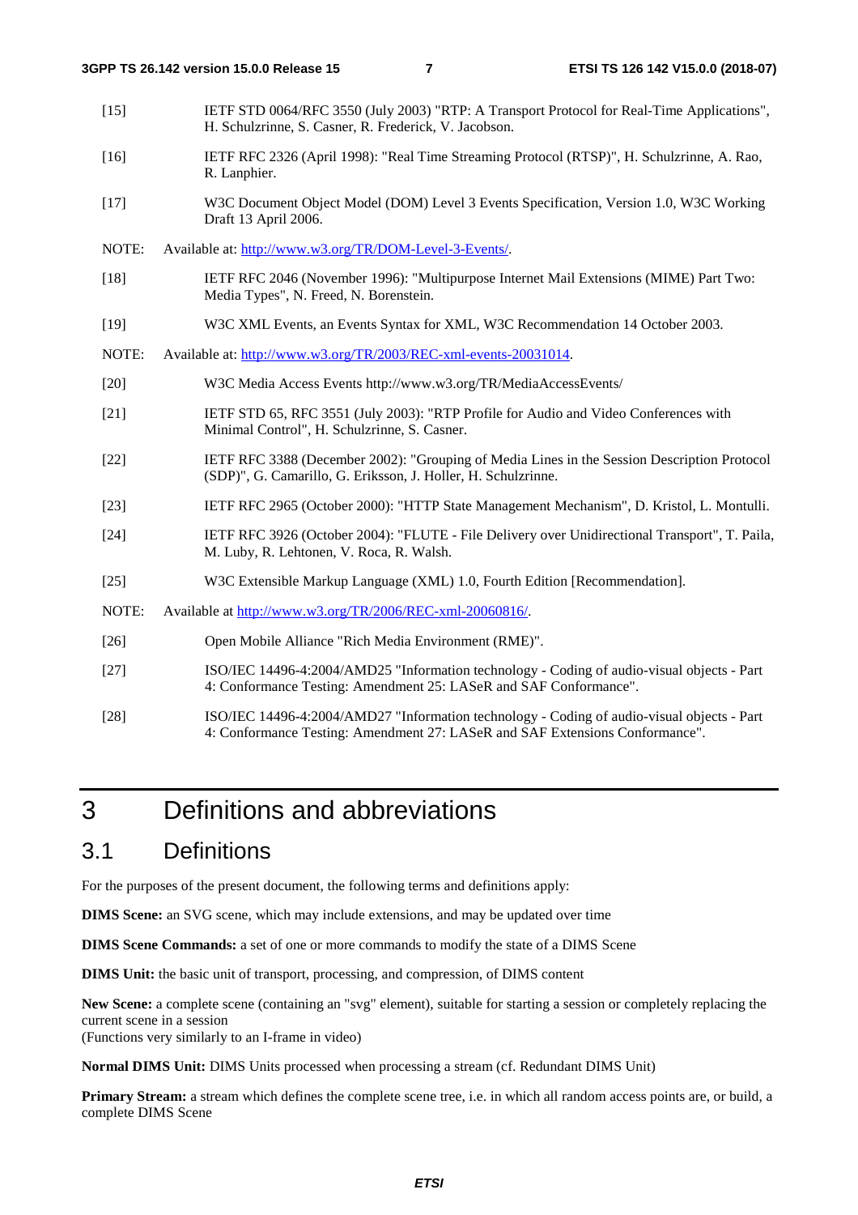[15] IETF STD 0064/RFC 3550 (July 2003) "RTP: A Transport Protocol for Real-Time Applications", H. Schulzrinne, S. Casner, R. Frederick, V. Jacobson.

[16] IETF RFC 2326 (April 1998): "Real Time Streaming Protocol (RTSP)", H. Schulzrinne, A. Rao, R. Lanphier.

[17] W3C Document Object Model (DOM) Level 3 Events Specification, Version 1.0, W3C Working Draft 13 April 2006.

NOTE: Available at: http://www.w3.org/TR/DOM-Level-3-Events/.

[18] IETF RFC 2046 (November 1996): "Multipurpose Internet Mail Extensions (MIME) Part Two: Media Types", N. Freed, N. Borenstein.

[19] W3C XML Events, an Events Syntax for XML, W3C Recommendation 14 October 2003.

NOTE: Available at: http://www.w3.org/TR/2003/REC-xml-events-20031014.

[20] W3C Media Access Events http://www.w3.org/TR/MediaAccessEvents/

[21] IETF STD 65, RFC 3551 (July 2003): "RTP Profile for Audio and Video Conferences with Minimal Control", H. Schulzrinne, S. Casner.

[22] IETF RFC 3388 (December 2002): "Grouping of Media Lines in the Session Description Protocol (SDP)", G. Camarillo, G. Eriksson, J. Holler, H. Schulzrinne.

[23] IETF RFC 2965 (October 2000): "HTTP State Management Mechanism", D. Kristol, L. Montulli.

[24] IETF RFC 3926 (October 2004): "FLUTE - File Delivery over Unidirectional Transport", T. Paila, M. Luby, R. Lehtonen, V. Roca, R. Walsh.

[25] W3C Extensible Markup Language (XML) 1.0, Fourth Edition [Recommendation].

NOTE: Available at http://www.w3.org/TR/2006/REC-xml-20060816/.

[26] Open Mobile Alliance "Rich Media Environment (RME)".

[27] ISO/IEC 14496-4:2004/AMD25 "Information technology - Coding of audio-visual objects - Part 4: Conformance Testing: Amendment 25: LASeR and SAF Conformance".

[28] ISO/IEC 14496-4:2004/AMD27 "Information technology - Coding of audio-visual objects - Part 4: Conformance Testing: Amendment 27: LASeR and SAF Extensions Conformance".

# 3 Definitions and abbreviations

## 3.1 Definitions

For the purposes of the present document, the following terms and definitions apply:

**DIMS Scene:** an SVG scene, which may include extensions, and may be updated over time

**DIMS Scene Commands:** a set of one or more commands to modify the state of a DIMS Scene

**DIMS Unit:** the basic unit of transport, processing, and compression, of DIMS content

**New Scene:** a complete scene (containing an "svg" element), suitable for starting a session or completely replacing the current scene in a session
(Functions very similarly to an I-frame in video)

**Normal DIMS Unit:** DIMS Units processed when processing a stream (cf. Redundant DIMS Unit)

**Primary Stream:** a stream which defines the complete scene tree, i.e. in which all random access points are, or build, a complete DIMS Scene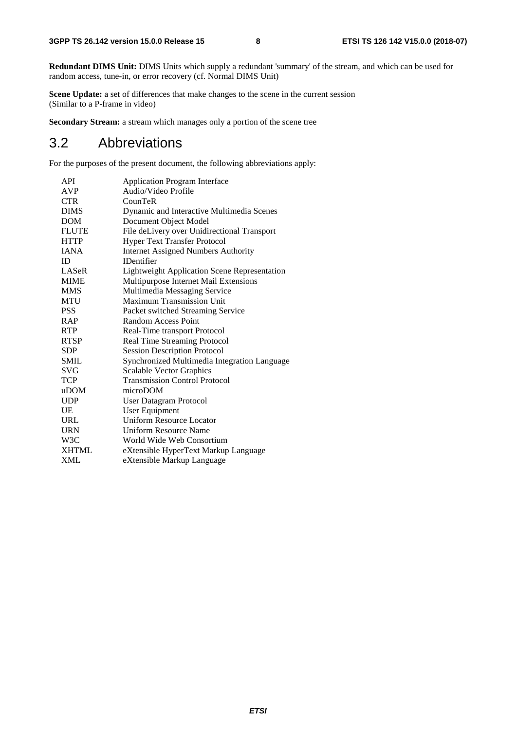**Redundant DIMS Unit:** DIMS Units which supply a redundant 'summary' of the stream, and which can be used for random access, tune-in, or error recovery (cf. Normal DIMS Unit)

**Scene Update:** a set of differences that make changes to the scene in the current session (Similar to a P-frame in video)

**Secondary Stream:** a stream which manages only a portion of the scene tree

## 3.2 Abbreviations

For the purposes of the present document, the following abbreviations apply:

| | |
|---|---|
| API | Application Program Interface |
| AVP | Audio/Video Profile |
| CTR | CounTeR |
| DIMS | Dynamic and Interactive Multimedia Scenes |
| DOM | Document Object Model |
| FLUTE | File deLivery over Unidirectional Transport |
| HTTP | Hyper Text Transfer Protocol |
| IANA | Internet Assigned Numbers Authority |
| ID | IDentifier |
| LASeR | Lightweight Application Scene Representation |
| MIME | Multipurpose Internet Mail Extensions |
| MMS | Multimedia Messaging Service |
| MTU | Maximum Transmission Unit |
| PSS | Packet switched Streaming Service |
| RAP | Random Access Point |
| RTP | Real-Time transport Protocol |
| RTSP | Real Time Streaming Protocol |
| SDP | Session Description Protocol |
| SMIL | Synchronized Multimedia Integration Language |
| SVG | Scalable Vector Graphics |
| TCP | Transmission Control Protocol |
| uDOM | microDOM |
| UDP | User Datagram Protocol |
| UE | User Equipment |
| URL | Uniform Resource Locator |
| URN | Uniform Resource Name |
| W3C | World Wide Web Consortium |
| XHTML | eXtensible HyperText Markup Language |
| XML | eXtensible Markup Language |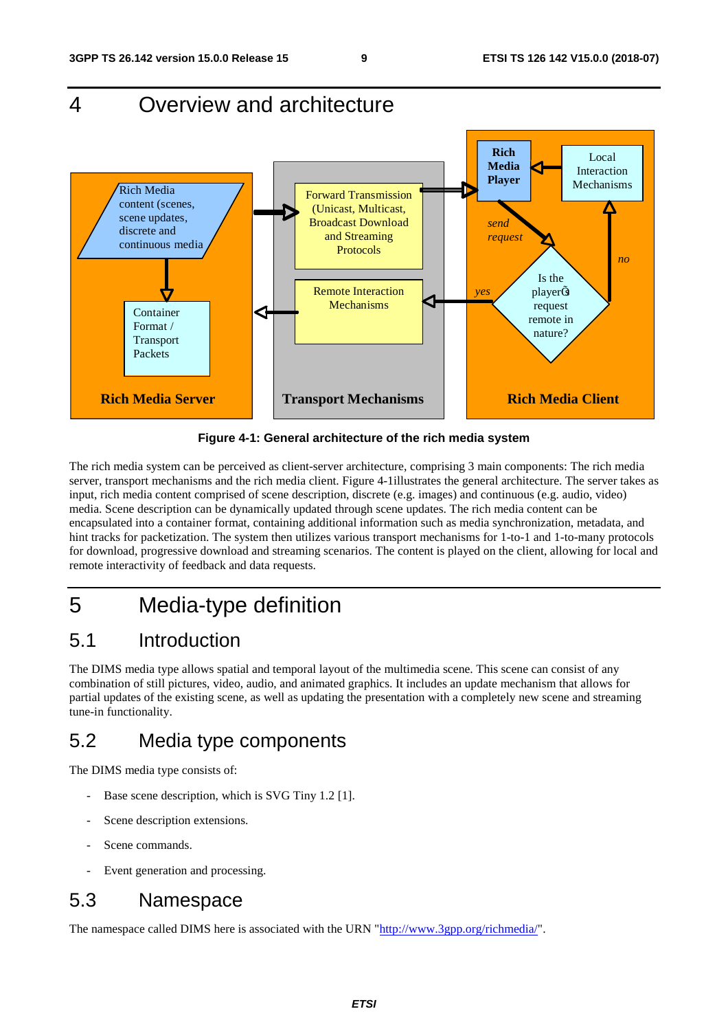# 4 Overview and architecture

Figure 4-1: General architecture of the rich media system

The rich media system can be perceived as client-server architecture, comprising 3 main components: The rich media server, transport mechanisms and the rich media client. Figure 4-1illustrates the general architecture. The server takes as input, rich media content comprised of scene description, discrete (e.g. images) and continuous (e.g. audio, video) media. Scene description can be dynamically updated through scene updates. The rich media content can be encapsulated into a container format, containing additional information such as media synchronization, metadata, and hint tracks for packetization. The system then utilizes various transport mechanisms for 1-to-1 and 1-to-many protocols for download, progressive download and streaming scenarios. The content is played on the client, allowing for local and remote interactivity of feedback and data requests.

# 5 Media-type definition

## 5.1 Introduction

The DIMS media type allows spatial and temporal layout of the multimedia scene. This scene can consist of any combination of still pictures, video, audio, and animated graphics. It includes an update mechanism that allows for partial updates of the existing scene, as well as updating the presentation with a completely new scene and streaming tune-in functionality.

## 5.2 Media type components

The DIMS media type consists of:

- Base scene description, which is SVG Tiny 1.2 [1].
- Scene description extensions.
- Scene commands.
- Event generation and processing.

## 5.3 Namespace

The namespace called DIMS here is associated with the URN "http://www.3gpp.org/richmedia/".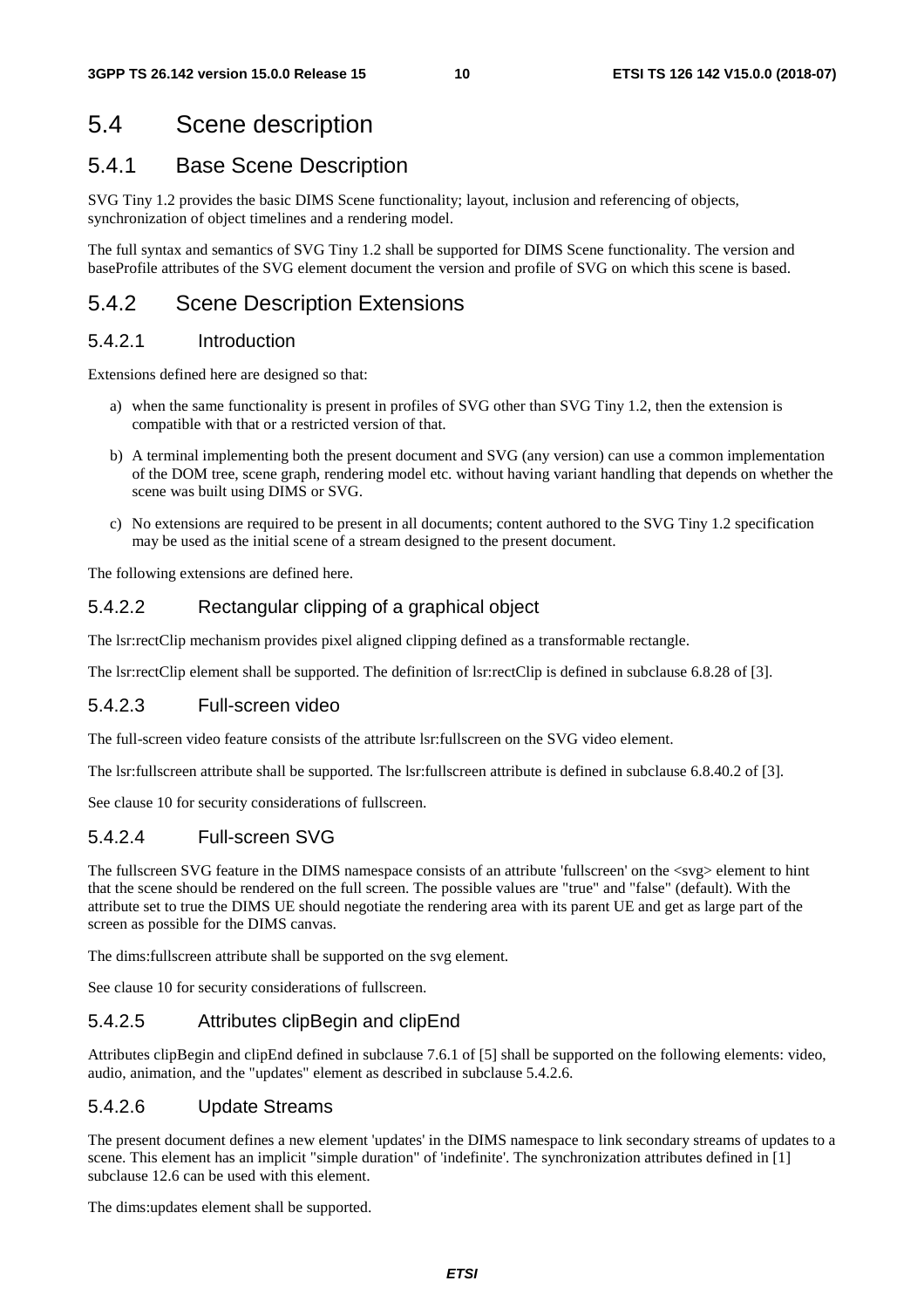## 5.4 Scene description

### 5.4.1 Base Scene Description

SVG Tiny 1.2 provides the basic DIMS Scene functionality; layout, inclusion and referencing of objects, synchronization of object timelines and a rendering model.

The full syntax and semantics of SVG Tiny 1.2 shall be supported for DIMS Scene functionality. The version and baseProfile attributes of the SVG element document the version and profile of SVG on which this scene is based.

### 5.4.2 Scene Description Extensions

#### 5.4.2.1 Introduction

Extensions defined here are designed so that:

a) when the same functionality is present in profiles of SVG other than SVG Tiny 1.2, then the extension is compatible with that or a restricted version of that.

b) A terminal implementing both the present document and SVG (any version) can use a common implementation of the DOM tree, scene graph, rendering model etc. without having variant handling that depends on whether the scene was built using DIMS or SVG.

c) No extensions are required to be present in all documents; content authored to the SVG Tiny 1.2 specification may be used as the initial scene of a stream designed to the present document.

The following extensions are defined here.

#### 5.4.2.2 Rectangular clipping of a graphical object

The lsr:rectClip mechanism provides pixel aligned clipping defined as a transformable rectangle.

The lsr:rectClip element shall be supported. The definition of lsr:rectClip is defined in subclause 6.8.28 of [3].

#### 5.4.2.3 Full-screen video

The full-screen video feature consists of the attribute lsr:fullscreen on the SVG video element.

The lsr:fullscreen attribute shall be supported. The lsr:fullscreen attribute is defined in subclause 6.8.40.2 of [3].

See clause 10 for security considerations of fullscreen.

#### 5.4.2.4 Full-screen SVG

The fullscreen SVG feature in the DIMS namespace consists of an attribute 'fullscreen' on the <svg> element to hint that the scene should be rendered on the full screen. The possible values are "true" and "false" (default). With the attribute set to true the DIMS UE should negotiate the rendering area with its parent UE and get as large part of the screen as possible for the DIMS canvas.

The dims:fullscreen attribute shall be supported on the svg element.

See clause 10 for security considerations of fullscreen.

#### 5.4.2.5 Attributes clipBegin and clipEnd

Attributes clipBegin and clipEnd defined in subclause 7.6.1 of [5] shall be supported on the following elements: video, audio, animation, and the "updates" element as described in subclause 5.4.2.6.

#### 5.4.2.6 Update Streams

The present document defines a new element 'updates' in the DIMS namespace to link secondary streams of updates to a scene. This element has an implicit "simple duration" of 'indefinite'. The synchronization attributes defined in [1] subclause 12.6 can be used with this element.

The dims:updates element shall be supported.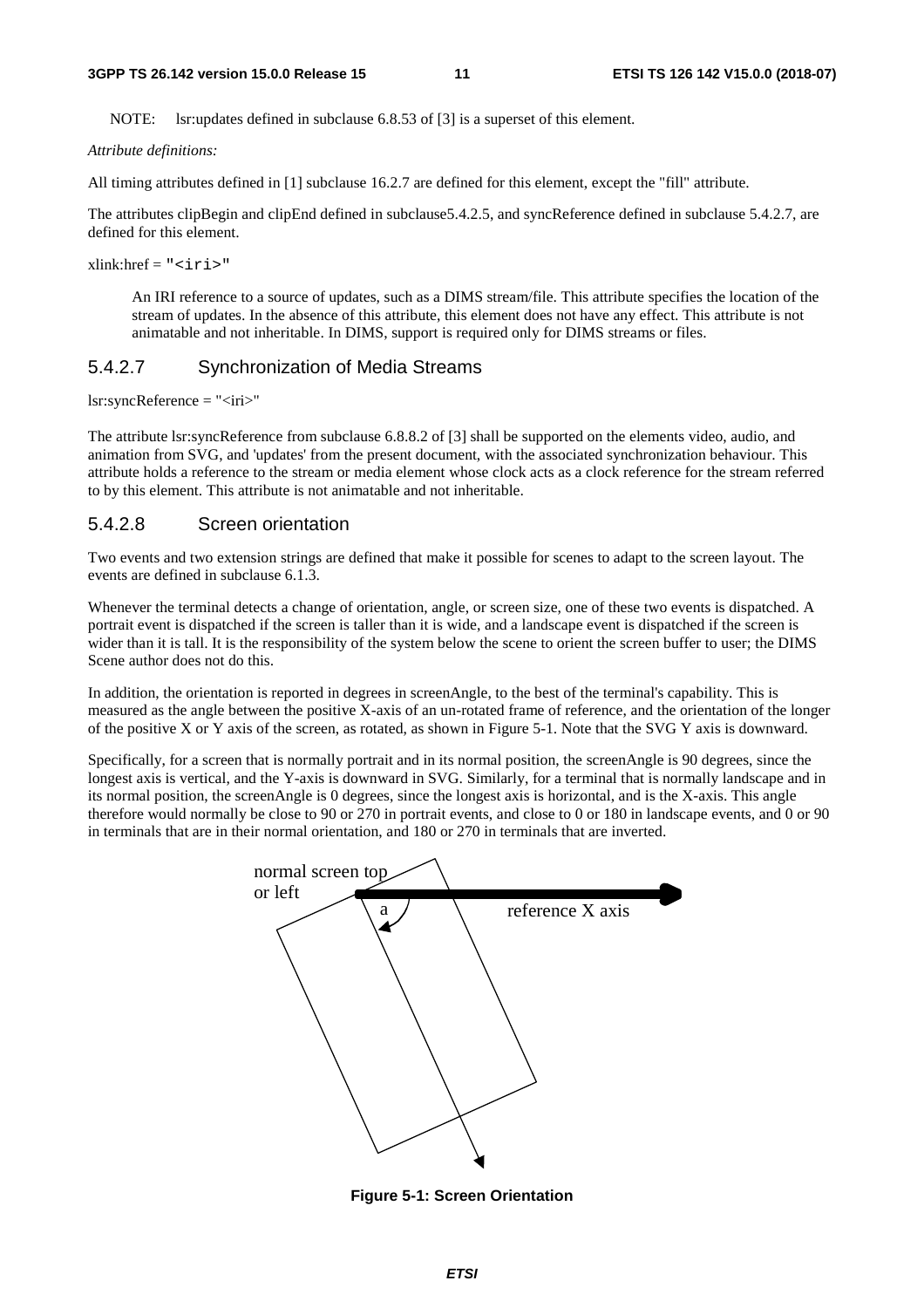NOTE: lsr:updates defined in subclause 6.8.53 of [3] is a superset of this element.

*Attribute definitions:*

All timing attributes defined in [1] subclause 16.2.7 are defined for this element, except the "fill" attribute.

The attributes clipBegin and clipEnd defined in subclause5.4.2.5, and syncReference defined in subclause 5.4.2.7, are defined for this element.

xlink:href = "<iri>"

> An IRI reference to a source of updates, such as a DIMS stream/file. This attribute specifies the location of the stream of updates. In the absence of this attribute, this element does not have any effect. This attribute is not animatable and not inheritable. In DIMS, support is required only for DIMS streams or files.

#### 5.4.2.7 Synchronization of Media Streams

lsr:syncReference = "<iri>"

The attribute lsr:syncReference from subclause 6.8.8.2 of [3] shall be supported on the elements video, audio, and animation from SVG, and 'updates' from the present document, with the associated synchronization behaviour. This attribute holds a reference to the stream or media element whose clock acts as a clock reference for the stream referred to by this element. This attribute is not animatable and not inheritable.

#### 5.4.2.8 Screen orientation

Two events and two extension strings are defined that make it possible for scenes to adapt to the screen layout. The events are defined in subclause 6.1.3.

Whenever the terminal detects a change of orientation, angle, or screen size, one of these two events is dispatched. A portrait event is dispatched if the screen is taller than it is wide, and a landscape event is dispatched if the screen is wider than it is tall. It is the responsibility of the system below the scene to orient the screen buffer to user; the DIMS Scene author does not do this.

In addition, the orientation is reported in degrees in screenAngle, to the best of the terminal's capability. This is measured as the angle between the positive X-axis of an un-rotated frame of reference, and the orientation of the longer of the positive X or Y axis of the screen, as rotated, as shown in Figure 5-1. Note that the SVG Y axis is downward.

Specifically, for a screen that is normally portrait and in its normal position, the screenAngle is 90 degrees, since the longest axis is vertical, and the Y-axis is downward in SVG. Similarly, for a terminal that is normally landscape and in its normal position, the screenAngle is 0 degrees, since the longest axis is horizontal, and is the X-axis. This angle therefore would normally be close to 90 or 270 in portrait events, and close to 0 or 180 in landscape events, and 0 or 90 in terminals that are in their normal orientation, and 180 or 270 in terminals that are inverted.

**Figure 5-1: Screen Orientation**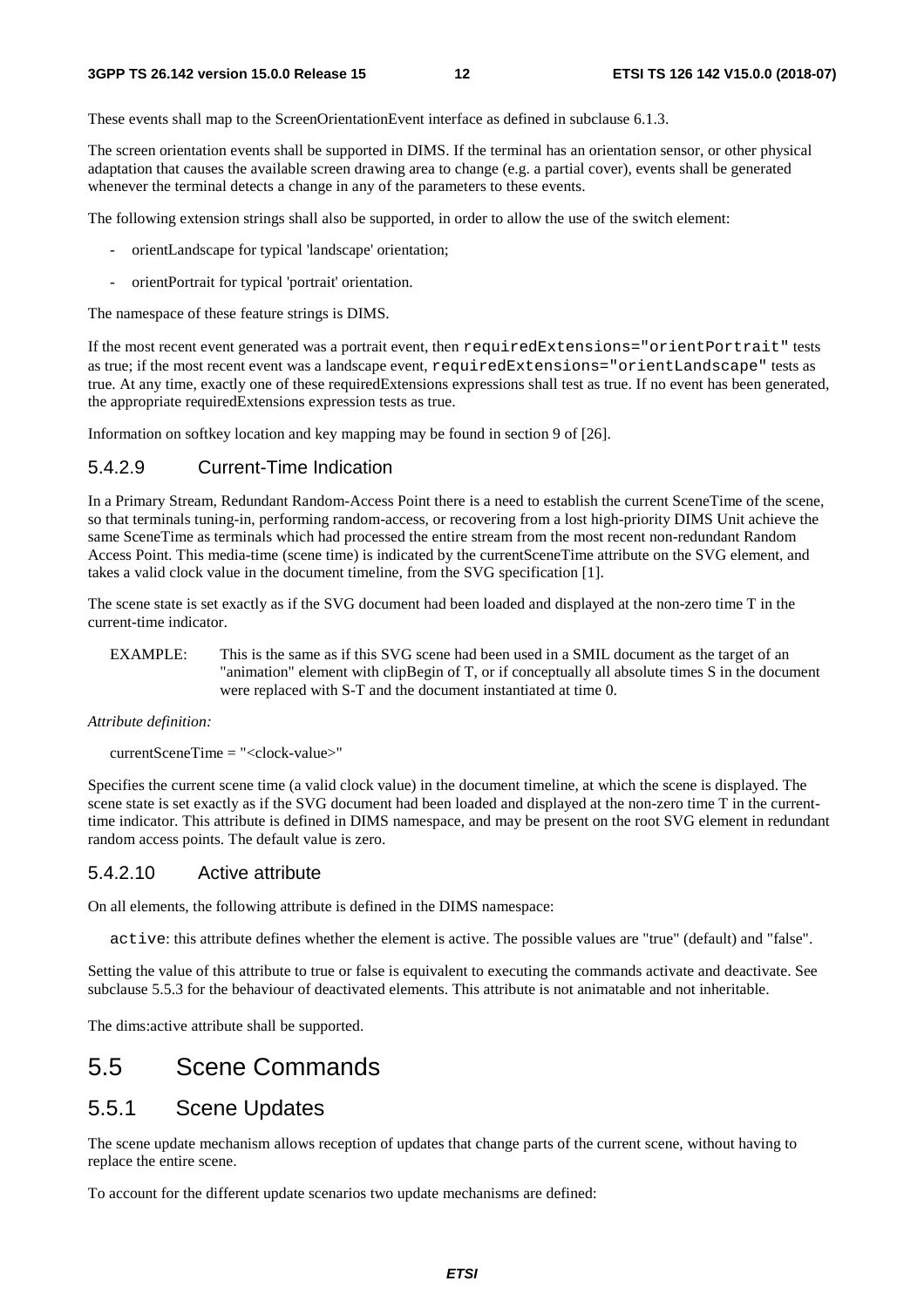These events shall map to the ScreenOrientationEvent interface as defined in subclause 6.1.3.

The screen orientation events shall be supported in DIMS. If the terminal has an orientation sensor, or other physical adaptation that causes the available screen drawing area to change (e.g. a partial cover), events shall be generated whenever the terminal detects a change in any of the parameters to these events.

The following extension strings shall also be supported, in order to allow the use of the switch element:

- orientLandscape for typical 'landscape' orientation;
- orientPortrait for typical 'portrait' orientation.

The namespace of these feature strings is DIMS.

If the most recent event generated was a portrait event, then `requiredExtensions="orientPortrait"` tests as true; if the most recent event was a landscape event, `requiredExtensions="orientLandscape"` tests as true. At any time, exactly one of these requiredExtensions expressions shall test as true. If no event has been generated, the appropriate requiredExtensions expression tests as true.

Information on softkey location and key mapping may be found in section 9 of [26].

#### 5.4.2.9 Current-Time Indication

In a Primary Stream, Redundant Random-Access Point there is a need to establish the current SceneTime of the scene, so that terminals tuning-in, performing random-access, or recovering from a lost high-priority DIMS Unit achieve the same SceneTime as terminals which had processed the entire stream from the most recent non-redundant Random Access Point. This media-time (scene time) is indicated by the currentSceneTime attribute on the SVG element, and takes a valid clock value in the document timeline, from the SVG specification [1].

The scene state is set exactly as if the SVG document had been loaded and displayed at the non-zero time T in the current-time indicator.

EXAMPLE: This is the same as if this SVG scene had been used in a SMIL document as the target of an "animation" element with clipBegin of T, or if conceptually all absolute times S in the document were replaced with S-T and the document instantiated at time 0.

*Attribute definition:*

currentSceneTime = "<clock-value>"

Specifies the current scene time (a valid clock value) in the document timeline, at which the scene is displayed. The scene state is set exactly as if the SVG document had been loaded and displayed at the non-zero time T in the current-time indicator. This attribute is defined in DIMS namespace, and may be present on the root SVG element in redundant random access points. The default value is zero.

#### 5.4.2.10 Active attribute

On all elements, the following attribute is defined in the DIMS namespace:

`active`: this attribute defines whether the element is active. The possible values are "true" (default) and "false".

Setting the value of this attribute to true or false is equivalent to executing the commands activate and deactivate. See subclause 5.5.3 for the behaviour of deactivated elements. This attribute is not animatable and not inheritable.

The dims:active attribute shall be supported.

## 5.5 Scene Commands

### 5.5.1 Scene Updates

The scene update mechanism allows reception of updates that change parts of the current scene, without having to replace the entire scene.

To account for the different update scenarios two update mechanisms are defined: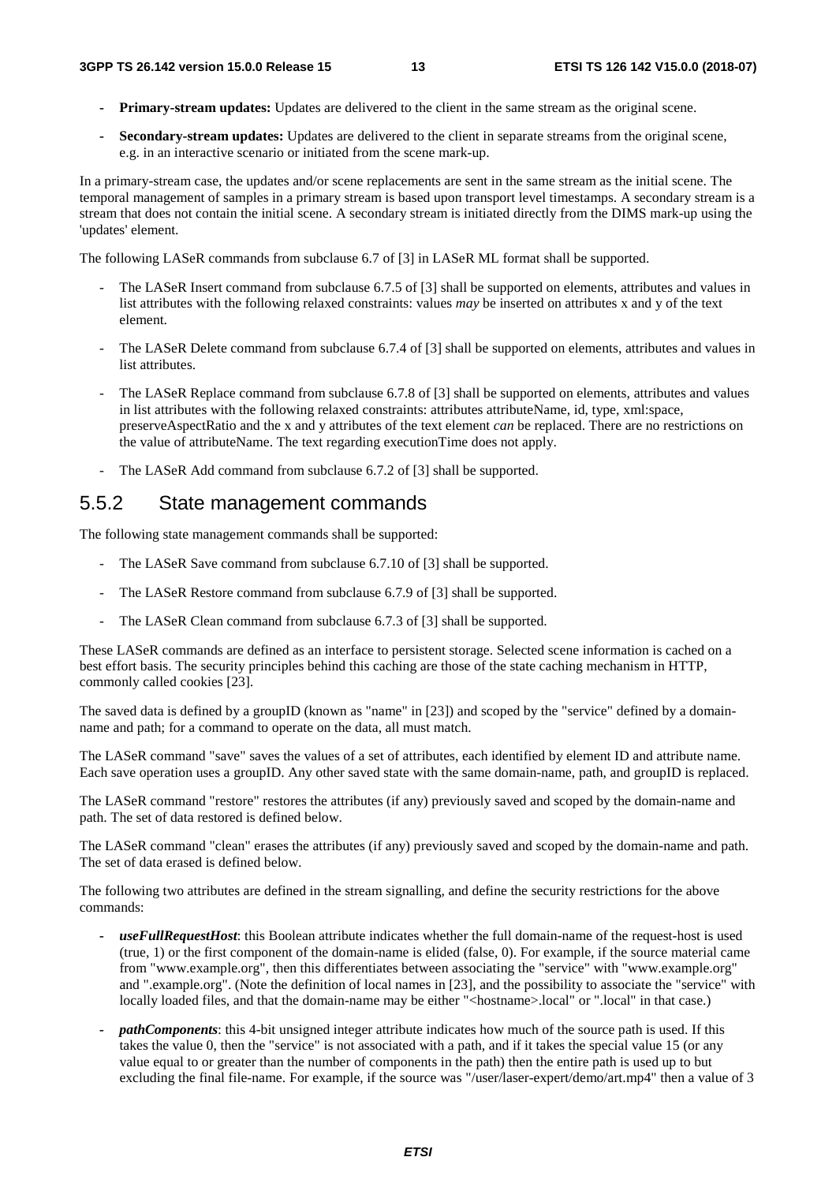- **Primary-stream updates:** Updates are delivered to the client in the same stream as the original scene.
- **Secondary-stream updates:** Updates are delivered to the client in separate streams from the original scene, e.g. in an interactive scenario or initiated from the scene mark-up.

In a primary-stream case, the updates and/or scene replacements are sent in the same stream as the initial scene. The temporal management of samples in a primary stream is based upon transport level timestamps. A secondary stream is a stream that does not contain the initial scene. A secondary stream is initiated directly from the DIMS mark-up using the 'updates' element.

The following LASeR commands from subclause 6.7 of [3] in LASeR ML format shall be supported.

- The LASeR Insert command from subclause 6.7.5 of [3] shall be supported on elements, attributes and values in list attributes with the following relaxed constraints: values *may* be inserted on attributes x and y of the text element.
- The LASeR Delete command from subclause 6.7.4 of [3] shall be supported on elements, attributes and values in list attributes.
- The LASeR Replace command from subclause 6.7.8 of [3] shall be supported on elements, attributes and values in list attributes with the following relaxed constraints: attributes attributeName, id, type, xml:space, preserveAspectRatio and the x and y attributes of the text element *can* be replaced. There are no restrictions on the value of attributeName. The text regarding executionTime does not apply.
- The LASeR Add command from subclause 6.7.2 of [3] shall be supported.

### 5.5.2 State management commands

The following state management commands shall be supported:

- The LASeR Save command from subclause 6.7.10 of [3] shall be supported.
- The LASeR Restore command from subclause 6.7.9 of [3] shall be supported.
- The LASeR Clean command from subclause 6.7.3 of [3] shall be supported.

These LASeR commands are defined as an interface to persistent storage. Selected scene information is cached on a best effort basis. The security principles behind this caching are those of the state caching mechanism in HTTP, commonly called cookies [23].

The saved data is defined by a groupID (known as "name" in [23]) and scoped by the "service" defined by a domain-name and path; for a command to operate on the data, all must match.

The LASeR command "save" saves the values of a set of attributes, each identified by element ID and attribute name. Each save operation uses a groupID. Any other saved state with the same domain-name, path, and groupID is replaced.

The LASeR command "restore" restores the attributes (if any) previously saved and scoped by the domain-name and path. The set of data restored is defined below.

The LASeR command "clean" erases the attributes (if any) previously saved and scoped by the domain-name and path. The set of data erased is defined below.

The following two attributes are defined in the stream signalling, and define the security restrictions for the above commands:

- ***useFullRequestHost***: this Boolean attribute indicates whether the full domain-name of the request-host is used (true, 1) or the first component of the domain-name is elided (false, 0). For example, if the source material came from "www.example.org", then this differentiates between associating the "service" with "www.example.org" and ".example.org". (Note the definition of local names in [23], and the possibility to associate the "service" with locally loaded files, and that the domain-name may be either "<hostname>.local" or ".local" in that case.)
- ***pathComponents***: this 4-bit unsigned integer attribute indicates how much of the source path is used. If this takes the value 0, then the "service" is not associated with a path, and if it takes the special value 15 (or any value equal to or greater than the number of components in the path) then the entire path is used up to but excluding the final file-name. For example, if the source was "/user/laser-expert/demo/art.mp4" then a value of 3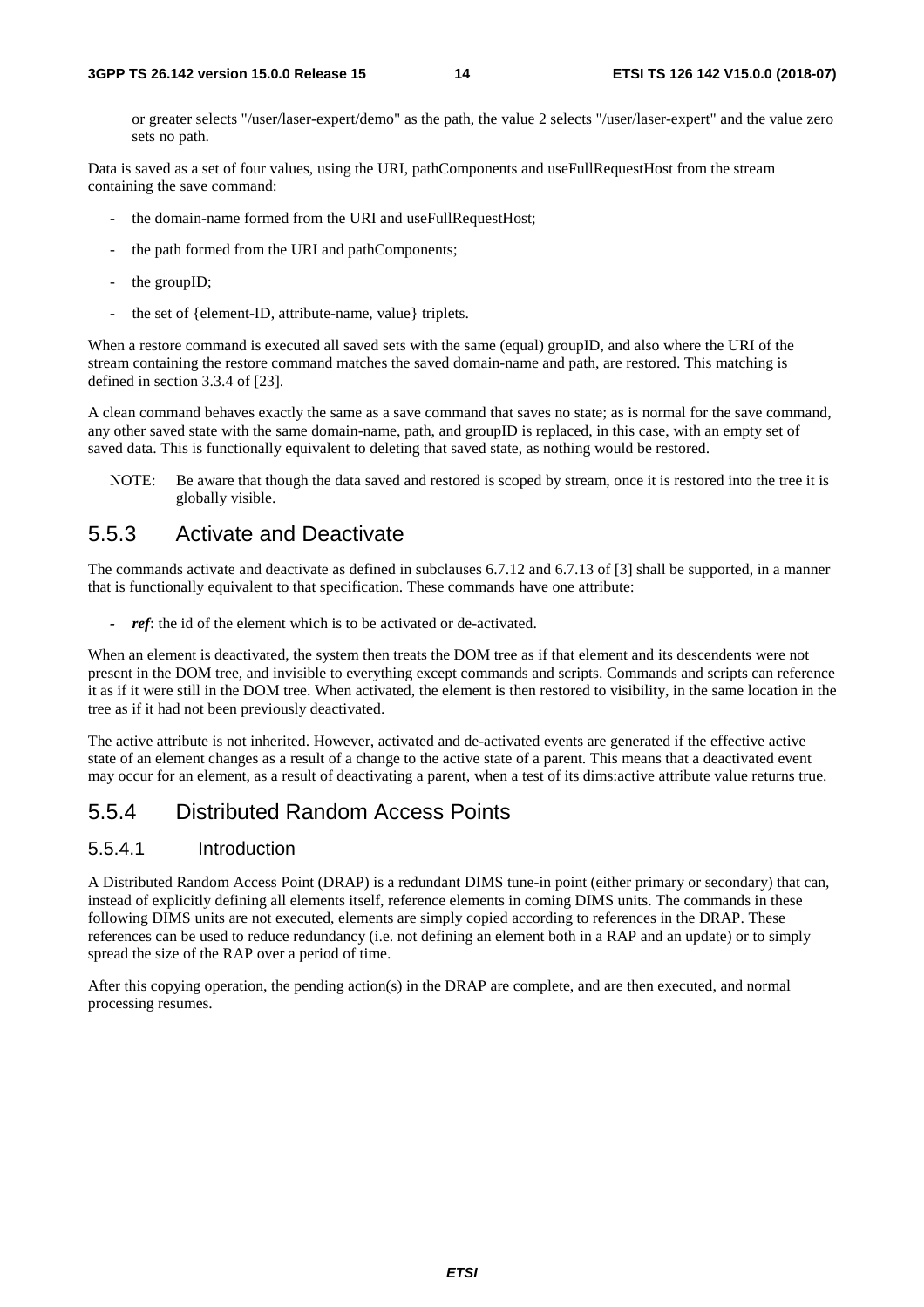or greater selects "/user/laser-expert/demo" as the path, the value 2 selects "/user/laser-expert" and the value zero sets no path.

Data is saved as a set of four values, using the URI, pathComponents and useFullRequestHost from the stream containing the save command:

- the domain-name formed from the URI and useFullRequestHost;
- the path formed from the URI and pathComponents;
- the groupID;
- the set of {element-ID, attribute-name, value} triplets.

When a restore command is executed all saved sets with the same (equal) groupID, and also where the URI of the stream containing the restore command matches the saved domain-name and path, are restored. This matching is defined in section 3.3.4 of [23].

A clean command behaves exactly the same as a save command that saves no state; as is normal for the save command, any other saved state with the same domain-name, path, and groupID is replaced, in this case, with an empty set of saved data. This is functionally equivalent to deleting that saved state, as nothing would be restored.

NOTE: Be aware that though the data saved and restored is scoped by stream, once it is restored into the tree it is globally visible.

## 5.5.3 Activate and Deactivate

The commands activate and deactivate as defined in subclauses 6.7.12 and 6.7.13 of [3] shall be supported, in a manner that is functionally equivalent to that specification. These commands have one attribute:

- ***ref***: the id of the element which is to be activated or de-activated.

When an element is deactivated, the system then treats the DOM tree as if that element and its descendents were not present in the DOM tree, and invisible to everything except commands and scripts. Commands and scripts can reference it as if it were still in the DOM tree. When activated, the element is then restored to visibility, in the same location in the tree as if it had not been previously deactivated.

The active attribute is not inherited. However, activated and de-activated events are generated if the effective active state of an element changes as a result of a change to the active state of a parent. This means that a deactivated event may occur for an element, as a result of deactivating a parent, when a test of its dims:active attribute value returns true.

## 5.5.4 Distributed Random Access Points

### 5.5.4.1 Introduction

A Distributed Random Access Point (DRAP) is a redundant DIMS tune-in point (either primary or secondary) that can, instead of explicitly defining all elements itself, reference elements in coming DIMS units. The commands in these following DIMS units are not executed, elements are simply copied according to references in the DRAP. These references can be used to reduce redundancy (i.e. not defining an element both in a RAP and an update) or to simply spread the size of the RAP over a period of time.

After this copying operation, the pending action(s) in the DRAP are complete, and are then executed, and normal processing resumes.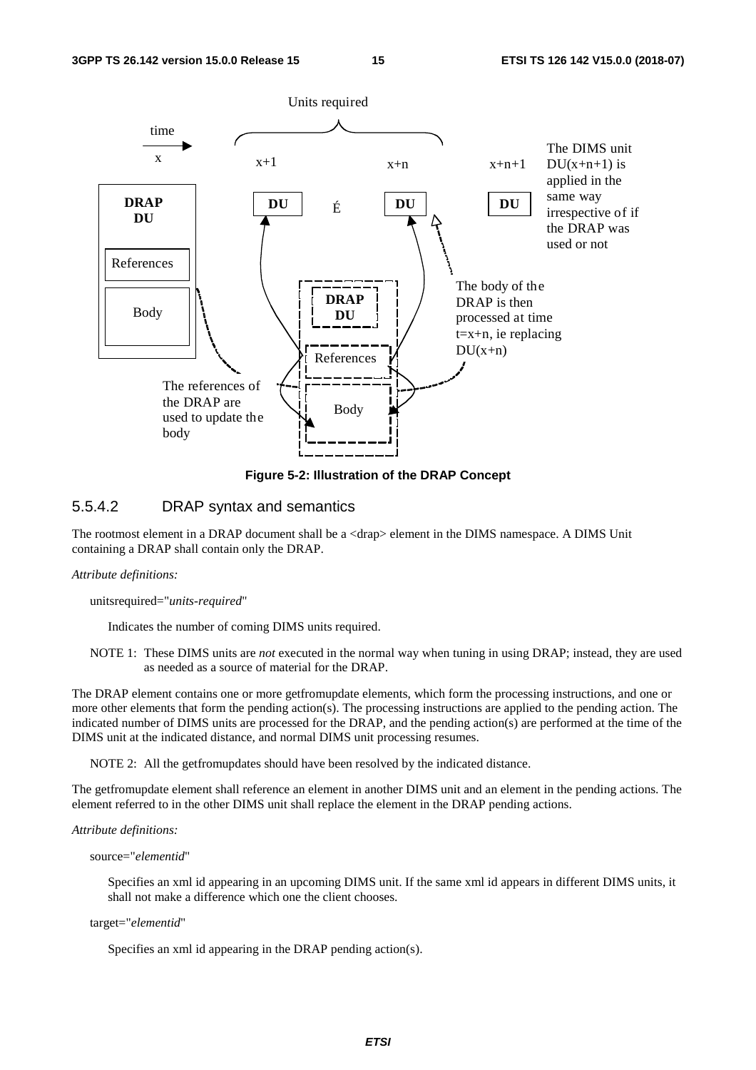Figure 5-2: Illustration of the DRAP Concept

### 5.5.4.2 DRAP syntax and semantics

The rootmost element in a DRAP document shall be a <drap> element in the DIMS namespace. A DIMS Unit containing a DRAP shall contain only the DRAP.

*Attribute definitions:*

unitsrequired="*units-required*"

Indicates the number of coming DIMS units required.

NOTE 1: These DIMS units are *not* executed in the normal way when tuning in using DRAP; instead, they are used as needed as a source of material for the DRAP.

The DRAP element contains one or more getfromupdate elements, which form the processing instructions, and one or more other elements that form the pending action(s). The processing instructions are applied to the pending action. The indicated number of DIMS units are processed for the DRAP, and the pending action(s) are performed at the time of the DIMS unit at the indicated distance, and normal DIMS unit processing resumes.

NOTE 2: All the getfromupdates should have been resolved by the indicated distance.

The getfromupdate element shall reference an element in another DIMS unit and an element in the pending actions. The element referred to in the other DIMS unit shall replace the element in the DRAP pending actions.

*Attribute definitions:*

source="*elementid*"

Specifies an xml id appearing in an upcoming DIMS unit. If the same xml id appears in different DIMS units, it shall not make a difference which one the client chooses.

target="*elementid*"

Specifies an xml id appearing in the DRAP pending action(s).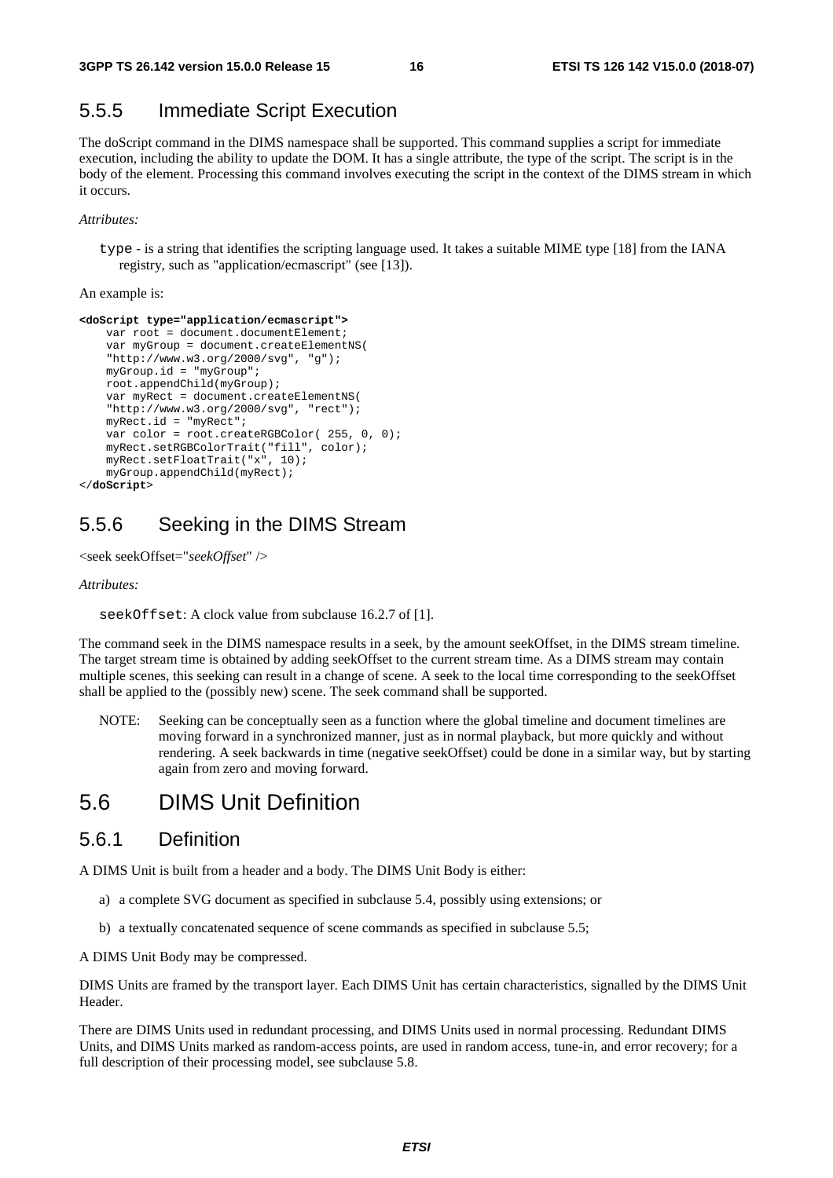### 5.5.5 Immediate Script Execution

The doScript command in the DIMS namespace shall be supported. This command supplies a script for immediate execution, including the ability to update the DOM. It has a single attribute, the type of the script. The script is in the body of the element. Processing this command involves executing the script in the context of the DIMS stream in which it occurs.

*Attributes:*

type - is a string that identifies the scripting language used. It takes a suitable MIME type [18] from the IANA registry, such as "application/ecmascript" (see [13]).

An example is:

```
<doScript type="application/ecmascript">
    var root = document.documentElement;
    var myGroup = document.createElementNS(
    "http://www.w3.org/2000/svg", "g");
    myGroup.id = "myGroup";
    root.appendChild(myGroup);
    var myRect = document.createElementNS(
    "http://www.w3.org/2000/svg", "rect");
    myRect.id = "myRect";
    var color = root.createRGBColor( 255, 0, 0);
    myRect.setRGBColorTrait("fill", color);
    myRect.setFloatTrait("x", 10);
    myGroup.appendChild(myRect);
</doScript>
```

### 5.5.6 Seeking in the DIMS Stream

<seek seekOffset="*seekOffset*" />

*Attributes:*

seekOffset: A clock value from subclause 16.2.7 of [1].

The command seek in the DIMS namespace results in a seek, by the amount seekOffset, in the DIMS stream timeline. The target stream time is obtained by adding seekOffset to the current stream time. As a DIMS stream may contain multiple scenes, this seeking can result in a change of scene. A seek to the local time corresponding to the seekOffset shall be applied to the (possibly new) scene. The seek command shall be supported.

NOTE: Seeking can be conceptually seen as a function where the global timeline and document timelines are moving forward in a synchronized manner, just as in normal playback, but more quickly and without rendering. A seek backwards in time (negative seekOffset) could be done in a similar way, but by starting again from zero and moving forward.

## 5.6 DIMS Unit Definition

### 5.6.1 Definition

A DIMS Unit is built from a header and a body. The DIMS Unit Body is either:

a) a complete SVG document as specified in subclause 5.4, possibly using extensions; or

b) a textually concatenated sequence of scene commands as specified in subclause 5.5;

A DIMS Unit Body may be compressed.

DIMS Units are framed by the transport layer. Each DIMS Unit has certain characteristics, signalled by the DIMS Unit Header.

There are DIMS Units used in redundant processing, and DIMS Units used in normal processing. Redundant DIMS Units, and DIMS Units marked as random-access points, are used in random access, tune-in, and error recovery; for a full description of their processing model, see subclause 5.8.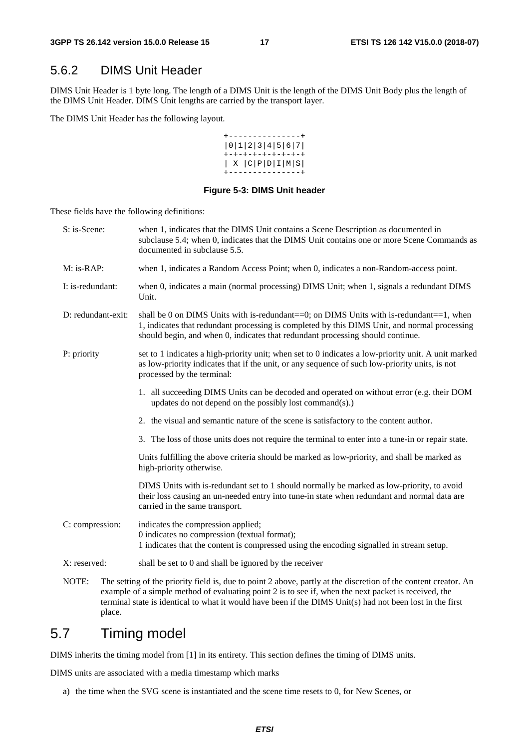## 5.6.2 DIMS Unit Header

DIMS Unit Header is 1 byte long. The length of a DIMS Unit is the length of the DIMS Unit Body plus the length of the DIMS Unit Header. DIMS Unit lengths are carried by the transport layer.

The DIMS Unit Header has the following layout.

```
+---------------+
|0|1|2|3|4|5|6|7|
+-+-+-+-+-+-+-+-+
| X |C|P|D|I|M|S|
+---------------+
```

**Figure 5-3: DIMS Unit header**

These fields have the following definitions:

S: is-Scene: when 1, indicates that the DIMS Unit contains a Scene Description as documented in subclause 5.4; when 0, indicates that the DIMS Unit contains one or more Scene Commands as documented in subclause 5.5.

M: is-RAP: when 1, indicates a Random Access Point; when 0, indicates a non-Random-access point.

I: is-redundant: when 0, indicates a main (normal processing) DIMS Unit; when 1, signals a redundant DIMS Unit.

D: redundant-exit: shall be 0 on DIMS Units with is-redundant==0; on DIMS Units with is-redundant==1, when 1, indicates that redundant processing is completed by this DIMS Unit, and normal processing should begin, and when 0, indicates that redundant processing should continue.

P: priority set to 1 indicates a high-priority unit; when set to 0 indicates a low-priority unit. A unit marked as low-priority indicates that if the unit, or any sequence of such low-priority units, is not processed by the terminal:

1. all succeeding DIMS Units can be decoded and operated on without error (e.g. their DOM updates do not depend on the possibly lost command(s).)
2. the visual and semantic nature of the scene is satisfactory to the content author.
3. The loss of those units does not require the terminal to enter into a tune-in or repair state.

Units fulfilling the above criteria should be marked as low-priority, and shall be marked as high-priority otherwise.

DIMS Units with is-redundant set to 1 should normally be marked as low-priority, to avoid their loss causing an un-needed entry into tune-in state when redundant and normal data are carried in the same transport.

C: compression: indicates the compression applied;
0 indicates no compression (textual format);
1 indicates that the content is compressed using the encoding signalled in stream setup.

X: reserved: shall be set to 0 and shall be ignored by the receiver

NOTE: The setting of the priority field is, due to point 2 above, partly at the discretion of the content creator. An example of a simple method of evaluating point 2 is to see if, when the next packet is received, the terminal state is identical to what it would have been if the DIMS Unit(s) had not been lost in the first place.

# 5.7 Timing model

DIMS inherits the timing model from [1] in its entirety. This section defines the timing of DIMS units.

DIMS units are associated with a media timestamp which marks

a) the time when the SVG scene is instantiated and the scene time resets to 0, for New Scenes, or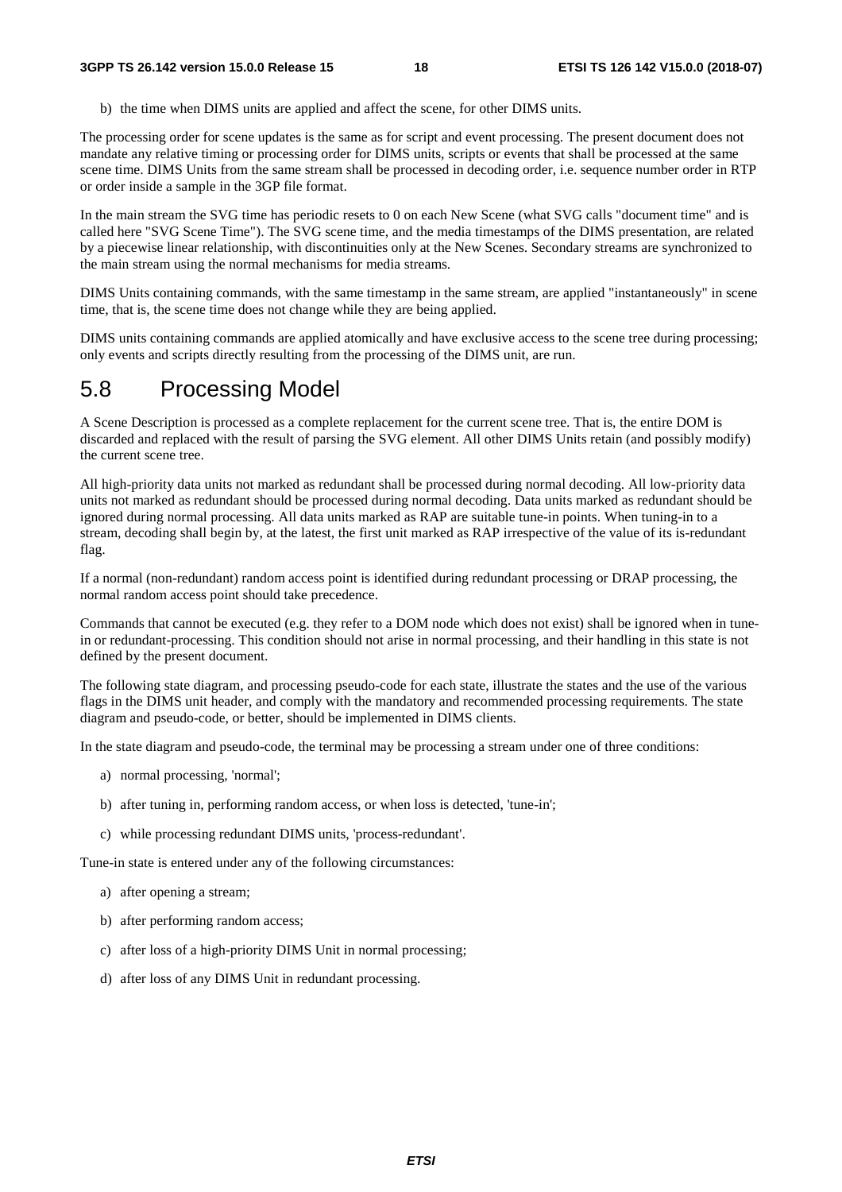b) the time when DIMS units are applied and affect the scene, for other DIMS units.

The processing order for scene updates is the same as for script and event processing. The present document does not mandate any relative timing or processing order for DIMS units, scripts or events that shall be processed at the same scene time. DIMS Units from the same stream shall be processed in decoding order, i.e. sequence number order in RTP or order inside a sample in the 3GP file format.

In the main stream the SVG time has periodic resets to 0 on each New Scene (what SVG calls "document time" and is called here "SVG Scene Time"). The SVG scene time, and the media timestamps of the DIMS presentation, are related by a piecewise linear relationship, with discontinuities only at the New Scenes. Secondary streams are synchronized to the main stream using the normal mechanisms for media streams.

DIMS Units containing commands, with the same timestamp in the same stream, are applied "instantaneously" in scene time, that is, the scene time does not change while they are being applied.

DIMS units containing commands are applied atomically and have exclusive access to the scene tree during processing; only events and scripts directly resulting from the processing of the DIMS unit, are run.

# 5.8 Processing Model

A Scene Description is processed as a complete replacement for the current scene tree. That is, the entire DOM is discarded and replaced with the result of parsing the SVG element. All other DIMS Units retain (and possibly modify) the current scene tree.

All high-priority data units not marked as redundant shall be processed during normal decoding. All low-priority data units not marked as redundant should be processed during normal decoding. Data units marked as redundant should be ignored during normal processing. All data units marked as RAP are suitable tune-in points. When tuning-in to a stream, decoding shall begin by, at the latest, the first unit marked as RAP irrespective of the value of its is-redundant flag.

If a normal (non-redundant) random access point is identified during redundant processing or DRAP processing, the normal random access point should take precedence.

Commands that cannot be executed (e.g. they refer to a DOM node which does not exist) shall be ignored when in tune-in or redundant-processing. This condition should not arise in normal processing, and their handling in this state is not defined by the present document.

The following state diagram, and processing pseudo-code for each state, illustrate the states and the use of the various flags in the DIMS unit header, and comply with the mandatory and recommended processing requirements. The state diagram and pseudo-code, or better, should be implemented in DIMS clients.

In the state diagram and pseudo-code, the terminal may be processing a stream under one of three conditions:

a) normal processing, 'normal';

b) after tuning in, performing random access, or when loss is detected, 'tune-in';

c) while processing redundant DIMS units, 'process-redundant'.

Tune-in state is entered under any of the following circumstances:

a) after opening a stream;

b) after performing random access;

c) after loss of a high-priority DIMS Unit in normal processing;

d) after loss of any DIMS Unit in redundant processing.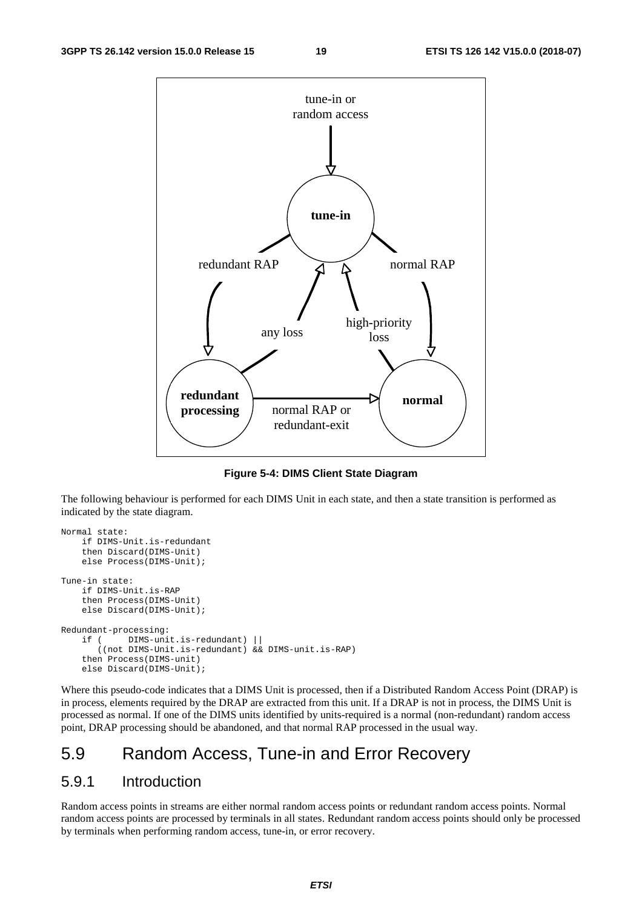tune-in or random access

tune-in

redundant RAP

normal RAP

any loss

high-priority loss

redundant processing

normal

normal RAP or redundant-exit

**Figure 5-4: DIMS Client State Diagram**

The following behaviour is performed for each DIMS Unit in each state, and then a state transition is performed as indicated by the state diagram.

```
Normal state:
    if DIMS-Unit.is-redundant
    then Discard(DIMS-Unit)
    else Process(DIMS-Unit);

Tune-in state:
    if DIMS-Unit.is-RAP
    then Process(DIMS-Unit)
    else Discard(DIMS-Unit);

Redundant-processing:
    if (      DIMS-unit.is-redundant) ||
       ((not DIMS-Unit.is-redundant) && DIMS-unit.is-RAP)
    then Process(DIMS-unit)
    else Discard(DIMS-Unit);
```

Where this pseudo-code indicates that a DIMS Unit is processed, then if a Distributed Random Access Point (DRAP) is in process, elements required by the DRAP are extracted from this unit. If a DRAP is not in process, the DIMS Unit is processed as normal. If one of the DIMS units identified by units-required is a normal (non-redundant) random access point, DRAP processing should be abandoned, and that normal RAP processed in the usual way.

# 5.9 Random Access, Tune-in and Error Recovery

## 5.9.1 Introduction

Random access points in streams are either normal random access points or redundant random access points. Normal random access points are processed by terminals in all states. Redundant random access points should only be processed by terminals when performing random access, tune-in, or error recovery.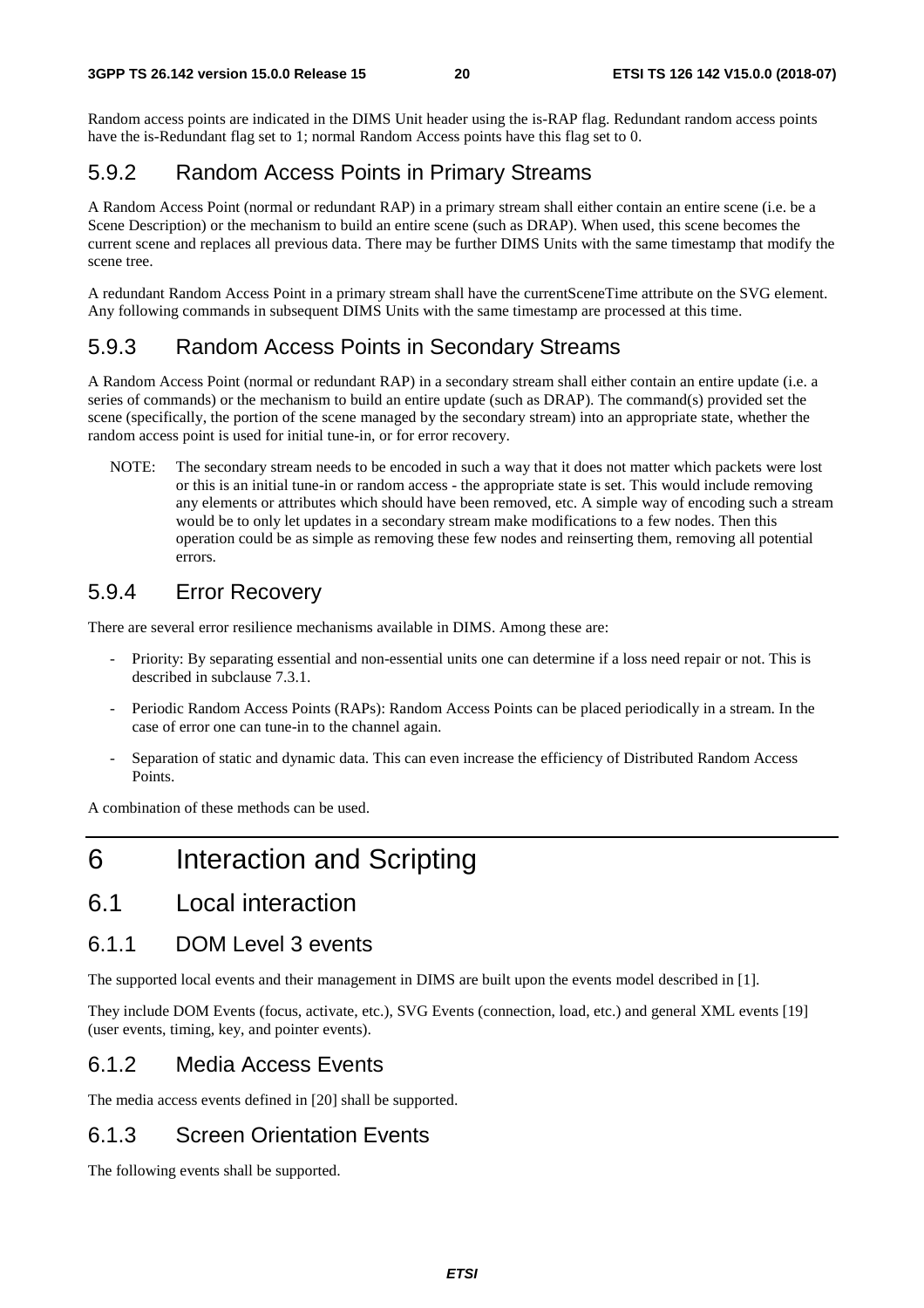Random access points are indicated in the DIMS Unit header using the is-RAP flag. Redundant random access points have the is-Redundant flag set to 1; normal Random Access points have this flag set to 0.

### 5.9.2 Random Access Points in Primary Streams

A Random Access Point (normal or redundant RAP) in a primary stream shall either contain an entire scene (i.e. be a Scene Description) or the mechanism to build an entire scene (such as DRAP). When used, this scene becomes the current scene and replaces all previous data. There may be further DIMS Units with the same timestamp that modify the scene tree.

A redundant Random Access Point in a primary stream shall have the currentSceneTime attribute on the SVG element. Any following commands in subsequent DIMS Units with the same timestamp are processed at this time.

### 5.9.3 Random Access Points in Secondary Streams

A Random Access Point (normal or redundant RAP) in a secondary stream shall either contain an entire update (i.e. a series of commands) or the mechanism to build an entire update (such as DRAP). The command(s) provided set the scene (specifically, the portion of the scene managed by the secondary stream) into an appropriate state, whether the random access point is used for initial tune-in, or for error recovery.

NOTE: The secondary stream needs to be encoded in such a way that it does not matter which packets were lost or this is an initial tune-in or random access - the appropriate state is set. This would include removing any elements or attributes which should have been removed, etc. A simple way of encoding such a stream would be to only let updates in a secondary stream make modifications to a few nodes. Then this operation could be as simple as removing these few nodes and reinserting them, removing all potential errors.

### 5.9.4 Error Recovery

There are several error resilience mechanisms available in DIMS. Among these are:

- Priority: By separating essential and non-essential units one can determine if a loss need repair or not. This is described in subclause 7.3.1.
- Periodic Random Access Points (RAPs): Random Access Points can be placed periodically in a stream. In the case of error one can tune-in to the channel again.
- Separation of static and dynamic data. This can even increase the efficiency of Distributed Random Access Points.

A combination of these methods can be used.

# 6 Interaction and Scripting

## 6.1 Local interaction

### 6.1.1 DOM Level 3 events

The supported local events and their management in DIMS are built upon the events model described in [1].

They include DOM Events (focus, activate, etc.), SVG Events (connection, load, etc.) and general XML events [19] (user events, timing, key, and pointer events).

### 6.1.2 Media Access Events

The media access events defined in [20] shall be supported.

### 6.1.3 Screen Orientation Events

The following events shall be supported.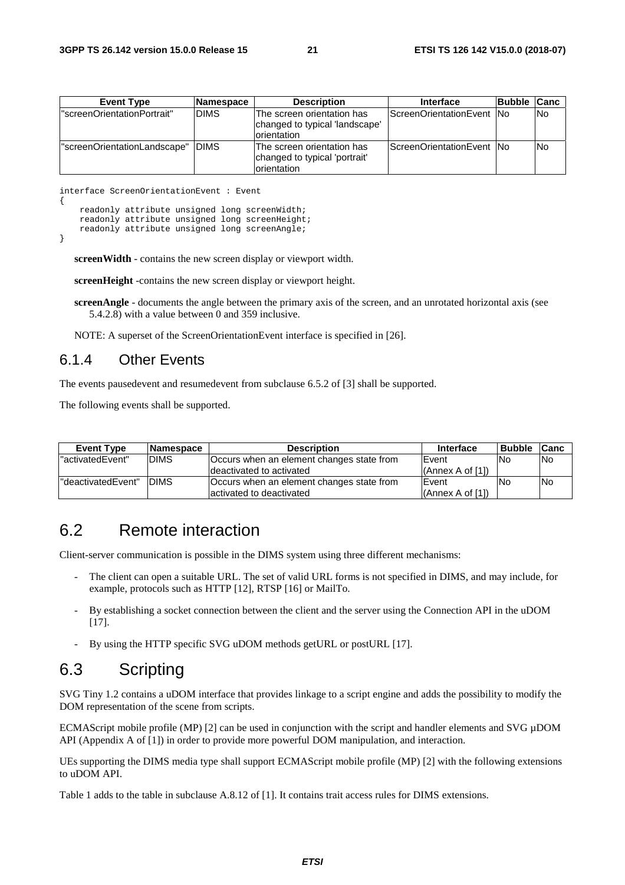| Event Type | Namespace | Description | Interface | Bubble | Canc |
|---|---|---|---|---|---|
| "screenOrientationPortrait" | DIMS | The screen orientation has changed to typical 'landscape' orientation | ScreenOrientationEvent | No | No |
| "screenOrientationLandscape" | DIMS | The screen orientation has changed to typical 'portrait' orientation | ScreenOrientationEvent | No | No |

```
interface ScreenOrientationEvent : Event
{
    readonly attribute unsigned long screenWidth;
    readonly attribute unsigned long screenHeight;
    readonly attribute unsigned long screenAngle;
}
```

**screenWidth** - contains the new screen display or viewport width.

**screenHeight** -contains the new screen display or viewport height.

**screenAngle** - documents the angle between the primary axis of the screen, and an unrotated horizontal axis (see 5.4.2.8) with a value between 0 and 359 inclusive.

NOTE: A superset of the ScreenOrientationEvent interface is specified in [26].

### 6.1.4 Other Events

The events pausedevent and resumedevent from subclause 6.5.2 of [3] shall be supported.

The following events shall be supported.

| Event Type | Namespace | Description | Interface | Bubble | Canc |
|---|---|---|---|---|---|
| "activatedEvent" | DIMS | Occurs when an element changes state from deactivated to activated | Event (Annex A of [1]) | No | No |
| "deactivatedEvent" | DIMS | Occurs when an element changes state from activated to deactivated | Event (Annex A of [1]) | No | No |

## 6.2 Remote interaction

Client-server communication is possible in the DIMS system using three different mechanisms:

- The client can open a suitable URL. The set of valid URL forms is not specified in DIMS, and may include, for example, protocols such as HTTP [12], RTSP [16] or MailTo.
- By establishing a socket connection between the client and the server using the Connection API in the uDOM [17].
- By using the HTTP specific SVG uDOM methods getURL or postURL [17].

## 6.3 Scripting

SVG Tiny 1.2 contains a uDOM interface that provides linkage to a script engine and adds the possibility to modify the DOM representation of the scene from scripts.

ECMAScript mobile profile (MP) [2] can be used in conjunction with the script and handler elements and SVG µDOM API (Appendix A of [1]) in order to provide more powerful DOM manipulation, and interaction.

UEs supporting the DIMS media type shall support ECMAScript mobile profile (MP) [2] with the following extensions to uDOM API.

Table 1 adds to the table in subclause A.8.12 of [1]. It contains trait access rules for DIMS extensions.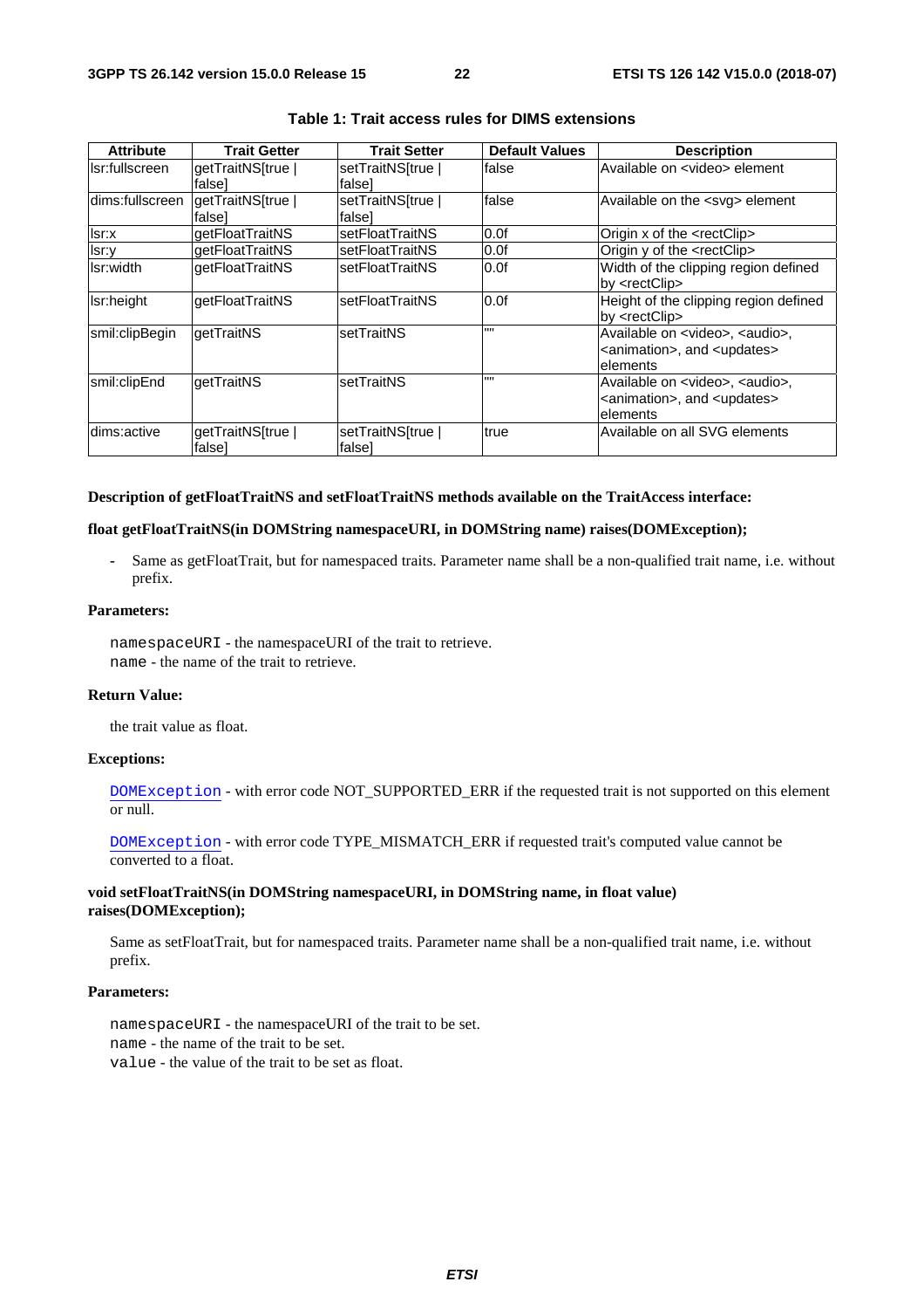**Table 1: Trait access rules for DIMS extensions**

| Attribute | Trait Getter | Trait Setter | Default Values | Description |
|---|---|---|---|---|
| lsr:fullscreen | getTraitNS[true \| false] | setTraitNS[true \| false] | false | Available on <video> element |
| dims:fullscreen | getTraitNS[true \| false] | setTraitNS[true \| false] | false | Available on the <svg> element |
| lsr:x | getFloatTraitNS | setFloatTraitNS | 0.0f | Origin x of the <rectClip> |
| lsr:y | getFloatTraitNS | setFloatTraitNS | 0.0f | Origin y of the <rectClip> |
| lsr:width | getFloatTraitNS | setFloatTraitNS | 0.0f | Width of the clipping region defined by <rectClip> |
| lsr:height | getFloatTraitNS | setFloatTraitNS | 0.0f | Height of the clipping region defined by <rectClip> |
| smil:clipBegin | getTraitNS | setTraitNS | "" | Available on <video>, <audio>, <animation>, and <updates> elements |
| smil:clipEnd | getTraitNS | setTraitNS | "" | Available on <video>, <audio>, <animation>, and <updates> elements |
| dims:active | getTraitNS[true \| false] | setTraitNS[true \| false] | true | Available on all SVG elements |

**Description of getFloatTraitNS and setFloatTraitNS methods available on the TraitAccess interface:**

**float getFloatTraitNS(in DOMString namespaceURI, in DOMString name) raises(DOMException);**

- Same as getFloatTrait, but for namespaced traits. Parameter name shall be a non-qualified trait name, i.e. without prefix.

**Parameters:**

`namespaceURI` - the namespaceURI of the trait to retrieve.
`name` - the name of the trait to retrieve.

**Return Value:**

the trait value as float.

**Exceptions:**

`DOMException` - with error code NOT_SUPPORTED_ERR if the requested trait is not supported on this element or null.

`DOMException` - with error code TYPE_MISMATCH_ERR if requested trait's computed value cannot be converted to a float.

**void setFloatTraitNS(in DOMString namespaceURI, in DOMString name, in float value) raises(DOMException);**

Same as setFloatTrait, but for namespaced traits. Parameter name shall be a non-qualified trait name, i.e. without prefix.

**Parameters:**

`namespaceURI` - the namespaceURI of the trait to be set.
`name` - the name of the trait to be set.
`value` - the value of the trait to be set as float.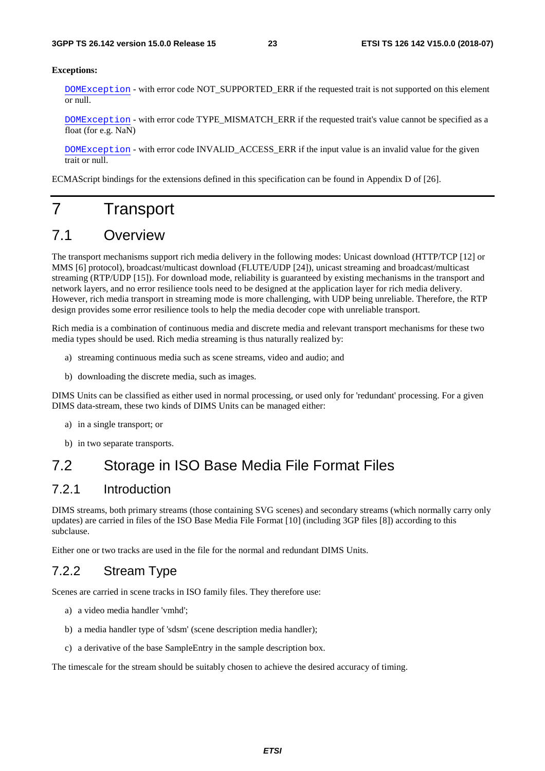**Exceptions:**

`DOMException` - with error code NOT_SUPPORTED_ERR if the requested trait is not supported on this element or null.

`DOMException` - with error code TYPE_MISMATCH_ERR if the requested trait's value cannot be specified as a float (for e.g. NaN)

`DOMException` - with error code INVALID_ACCESS_ERR if the input value is an invalid value for the given trait or null.

ECMAScript bindings for the extensions defined in this specification can be found in Appendix D of [26].

# 7 Transport

## 7.1 Overview

The transport mechanisms support rich media delivery in the following modes: Unicast download (HTTP/TCP [12] or MMS [6] protocol), broadcast/multicast download (FLUTE/UDP [24]), unicast streaming and broadcast/multicast streaming (RTP/UDP [15]). For download mode, reliability is guaranteed by existing mechanisms in the transport and network layers, and no error resilience tools need to be designed at the application layer for rich media delivery. However, rich media transport in streaming mode is more challenging, with UDP being unreliable. Therefore, the RTP design provides some error resilience tools to help the media decoder cope with unreliable transport.

Rich media is a combination of continuous media and discrete media and relevant transport mechanisms for these two media types should be used. Rich media streaming is thus naturally realized by:

a) streaming continuous media such as scene streams, video and audio; and

b) downloading the discrete media, such as images.

DIMS Units can be classified as either used in normal processing, or used only for 'redundant' processing. For a given DIMS data-stream, these two kinds of DIMS Units can be managed either:

a) in a single transport; or

b) in two separate transports.

## 7.2 Storage in ISO Base Media File Format Files

### 7.2.1 Introduction

DIMS streams, both primary streams (those containing SVG scenes) and secondary streams (which normally carry only updates) are carried in files of the ISO Base Media File Format [10] (including 3GP files [8]) according to this subclause.

Either one or two tracks are used in the file for the normal and redundant DIMS Units.

### 7.2.2 Stream Type

Scenes are carried in scene tracks in ISO family files. They therefore use:

a) a video media handler 'vmhd';

b) a media handler type of 'sdsm' (scene description media handler);

c) a derivative of the base SampleEntry in the sample description box.

The timescale for the stream should be suitably chosen to achieve the desired accuracy of timing.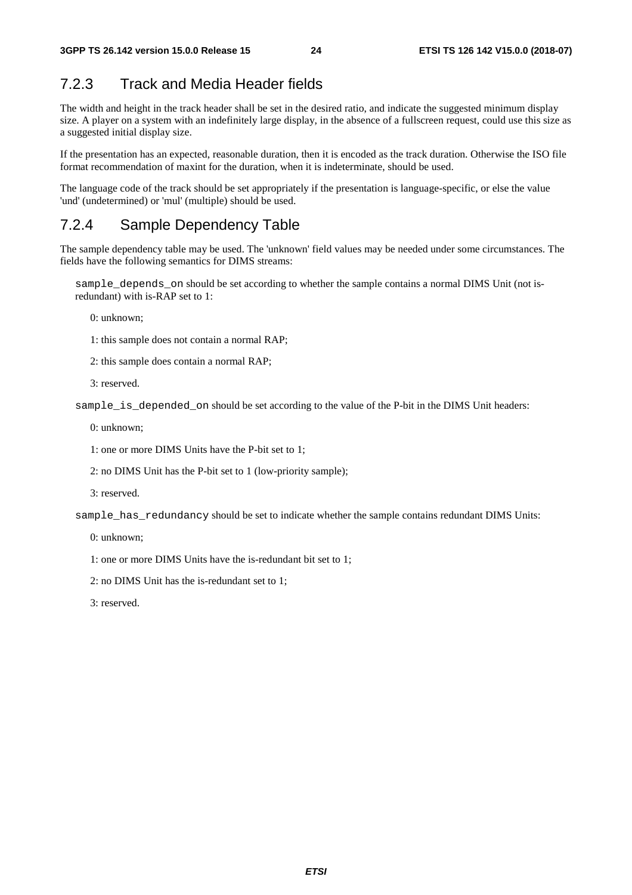### 7.2.3 Track and Media Header fields

The width and height in the track header shall be set in the desired ratio, and indicate the suggested minimum display size. A player on a system with an indefinitely large display, in the absence of a fullscreen request, could use this size as a suggested initial display size.

If the presentation has an expected, reasonable duration, then it is encoded as the track duration. Otherwise the ISO file format recommendation of maxint for the duration, when it is indeterminate, should be used.

The language code of the track should be set appropriately if the presentation is language-specific, or else the value 'und' (undetermined) or 'mul' (multiple) should be used.

### 7.2.4 Sample Dependency Table

The sample dependency table may be used. The 'unknown' field values may be needed under some circumstances. The fields have the following semantics for DIMS streams:

`sample_depends_on` should be set according to whether the sample contains a normal DIMS Unit (not is-redundant) with is-RAP set to 1:

0: unknown;

1: this sample does not contain a normal RAP;

2: this sample does contain a normal RAP;

3: reserved.

`sample_is_depended_on` should be set according to the value of the P-bit in the DIMS Unit headers:

0: unknown;

1: one or more DIMS Units have the P-bit set to 1;

2: no DIMS Unit has the P-bit set to 1 (low-priority sample);

3: reserved.

`sample_has_redundancy` should be set to indicate whether the sample contains redundant DIMS Units:

0: unknown;

1: one or more DIMS Units have the is-redundant bit set to 1;

2: no DIMS Unit has the is-redundant set to 1;

3: reserved.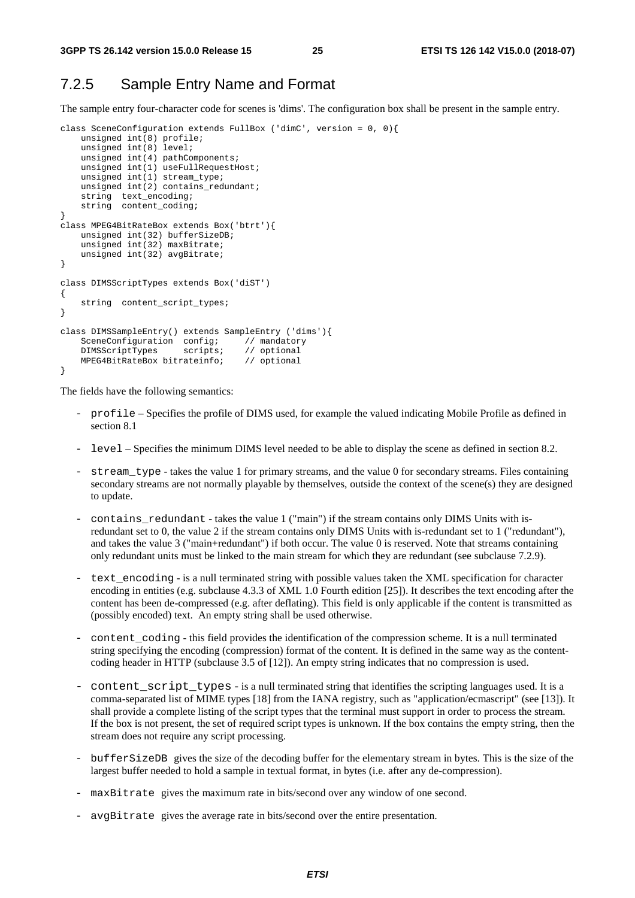## 7.2.5 Sample Entry Name and Format

The sample entry four-character code for scenes is 'dims'. The configuration box shall be present in the sample entry.

```
class SceneConfiguration extends FullBox ('dimC', version = 0, 0){
    unsigned int(8) profile;
    unsigned int(8) level;
    unsigned int(4) pathComponents;
    unsigned int(1) useFullRequestHost;
    unsigned int(1) stream_type;
    unsigned int(2) contains_redundant;
    string  text_encoding;
    string  content_coding;
}
class MPEG4BitRateBox extends Box('btrt'){
    unsigned int(32) bufferSizeDB;
    unsigned int(32) maxBitrate;
    unsigned int(32) avgBitrate;
}

class DIMSScriptTypes extends Box('diST')
{
    string  content_script_types;
}

class DIMSSampleEntry() extends SampleEntry ('dims'){
    SceneConfiguration  config;     // mandatory
    DIMSScriptTypes     scripts;    // optional
    MPEG4BitRateBox bitrateinfo;    // optional
}
```

The fields have the following semantics:

- `profile` – Specifies the profile of DIMS used, for example the valued indicating Mobile Profile as defined in section 8.1
- `level` – Specifies the minimum DIMS level needed to be able to display the scene as defined in section 8.2.
- `stream_type` - takes the value 1 for primary streams, and the value 0 for secondary streams. Files containing secondary streams are not normally playable by themselves, outside the context of the scene(s) they are designed to update.
- `contains_redundant` - takes the value 1 ("main") if the stream contains only DIMS Units with is-redundant set to 0, the value 2 if the stream contains only DIMS Units with is-redundant set to 1 ("redundant"), and takes the value 3 ("main+redundant") if both occur. The value 0 is reserved. Note that streams containing only redundant units must be linked to the main stream for which they are redundant (see subclause 7.2.9).
- `text_encoding` - is a null terminated string with possible values taken the XML specification for character encoding in entities (e.g. subclause 4.3.3 of XML 1.0 Fourth edition [25]). It describes the text encoding after the content has been de-compressed (e.g. after deflating). This field is only applicable if the content is transmitted as (possibly encoded) text. An empty string shall be used otherwise.
- `content_coding` - this field provides the identification of the compression scheme. It is a null terminated string specifying the encoding (compression) format of the content. It is defined in the same way as the content-coding header in HTTP (subclause 3.5 of [12]). An empty string indicates that no compression is used.
- `content_script_types` - is a null terminated string that identifies the scripting languages used. It is a comma-separated list of MIME types [18] from the IANA registry, such as "application/ecmascript" (see [13]). It shall provide a complete listing of the script types that the terminal must support in order to process the stream. If the box is not present, the set of required script types is unknown. If the box contains the empty string, then the stream does not require any script processing.
- `bufferSizeDB` gives the size of the decoding buffer for the elementary stream in bytes. This is the size of the largest buffer needed to hold a sample in textual format, in bytes (i.e. after any de-compression).
- `maxBitrate` gives the maximum rate in bits/second over any window of one second.
- `avgBitrate` gives the average rate in bits/second over the entire presentation.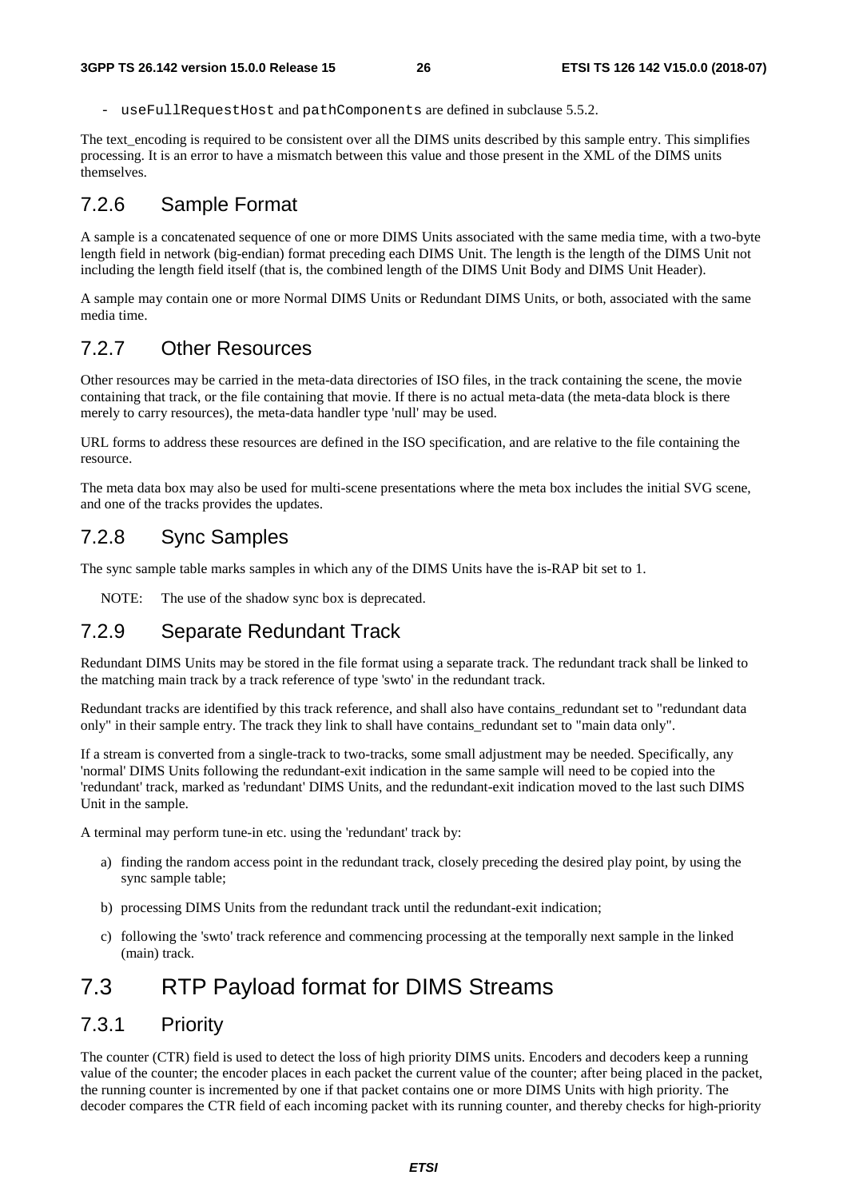- `useFullRequestHost` and `pathComponents` are defined in subclause 5.5.2.

The text_encoding is required to be consistent over all the DIMS units described by this sample entry. This simplifies processing. It is an error to have a mismatch between this value and those present in the XML of the DIMS units themselves.

### 7.2.6 Sample Format

A sample is a concatenated sequence of one or more DIMS Units associated with the same media time, with a two-byte length field in network (big-endian) format preceding each DIMS Unit. The length is the length of the DIMS Unit not including the length field itself (that is, the combined length of the DIMS Unit Body and DIMS Unit Header).

A sample may contain one or more Normal DIMS Units or Redundant DIMS Units, or both, associated with the same media time.

### 7.2.7 Other Resources

Other resources may be carried in the meta-data directories of ISO files, in the track containing the scene, the movie containing that track, or the file containing that movie. If there is no actual meta-data (the meta-data block is there merely to carry resources), the meta-data handler type 'null' may be used.

URL forms to address these resources are defined in the ISO specification, and are relative to the file containing the resource.

The meta data box may also be used for multi-scene presentations where the meta box includes the initial SVG scene, and one of the tracks provides the updates.

### 7.2.8 Sync Samples

The sync sample table marks samples in which any of the DIMS Units have the is-RAP bit set to 1.

NOTE: The use of the shadow sync box is deprecated.

### 7.2.9 Separate Redundant Track

Redundant DIMS Units may be stored in the file format using a separate track. The redundant track shall be linked to the matching main track by a track reference of type 'swto' in the redundant track.

Redundant tracks are identified by this track reference, and shall also have contains_redundant set to "redundant data only" in their sample entry. The track they link to shall have contains_redundant set to "main data only".

If a stream is converted from a single-track to two-tracks, some small adjustment may be needed. Specifically, any 'normal' DIMS Units following the redundant-exit indication in the same sample will need to be copied into the 'redundant' track, marked as 'redundant' DIMS Units, and the redundant-exit indication moved to the last such DIMS Unit in the sample.

A terminal may perform tune-in etc. using the 'redundant' track by:

a) finding the random access point in the redundant track, closely preceding the desired play point, by using the sync sample table;

b) processing DIMS Units from the redundant track until the redundant-exit indication;

c) following the 'swto' track reference and commencing processing at the temporally next sample in the linked (main) track.

## 7.3 RTP Payload format for DIMS Streams

### 7.3.1 Priority

The counter (CTR) field is used to detect the loss of high priority DIMS units. Encoders and decoders keep a running value of the counter; the encoder places in each packet the current value of the counter; after being placed in the packet, the running counter is incremented by one if that packet contains one or more DIMS Units with high priority. The decoder compares the CTR field of each incoming packet with its running counter, and thereby checks for high-priority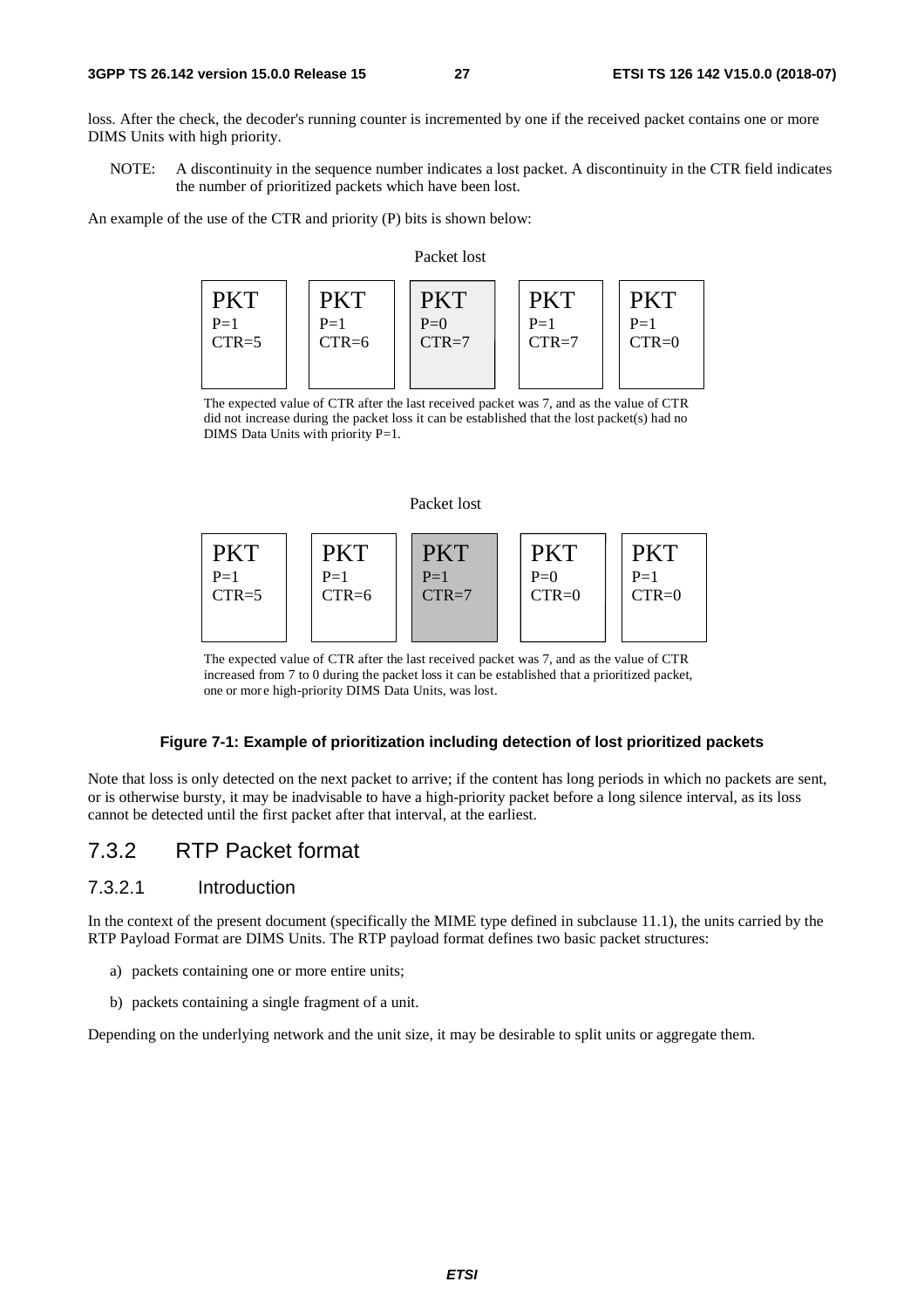loss. After the check, the decoder's running counter is incremented by one if the received packet contains one or more DIMS Units with high priority.

NOTE: A discontinuity in the sequence number indicates a lost packet. A discontinuity in the CTR field indicates the number of prioritized packets which have been lost.

An example of the use of the CTR and priority (P) bits is shown below:

Packet lost

| PKT | PKT | PKT | PKT | PKT |
|---|---|---|---|---|
| P=1 | P=1 | P=0 | P=1 | P=1 |
| CTR=5 | CTR=6 | CTR=7 | CTR=7 | CTR=0 |

The expected value of CTR after the last received packet was 7, and as the value of CTR did not increase during the packet loss it can be established that the lost packet(s) had no DIMS Data Units with priority P=1.

Packet lost

| PKT | PKT | PKT | PKT | PKT |
|---|---|---|---|---|
| P=1 | P=1 | P=1 | P=0 | P=1 |
| CTR=5 | CTR=6 | CTR=7 | CTR=0 | CTR=0 |

The expected value of CTR after the last received packet was 7, and as the value of CTR increased from 7 to 0 during the packet loss it can be established that a prioritized packet, one or more high-priority DIMS Data Units, was lost.

**Figure 7-1: Example of prioritization including detection of lost prioritized packets**

Note that loss is only detected on the next packet to arrive; if the content has long periods in which no packets are sent, or is otherwise bursty, it may be inadvisable to have a high-priority packet before a long silence interval, as its loss cannot be detected until the first packet after that interval, at the earliest.

## 7.3.2 RTP Packet format

### 7.3.2.1 Introduction

In the context of the present document (specifically the MIME type defined in subclause 11.1), the units carried by the RTP Payload Format are DIMS Units. The RTP payload format defines two basic packet structures:

a) packets containing one or more entire units;

b) packets containing a single fragment of a unit.

Depending on the underlying network and the unit size, it may be desirable to split units or aggregate them.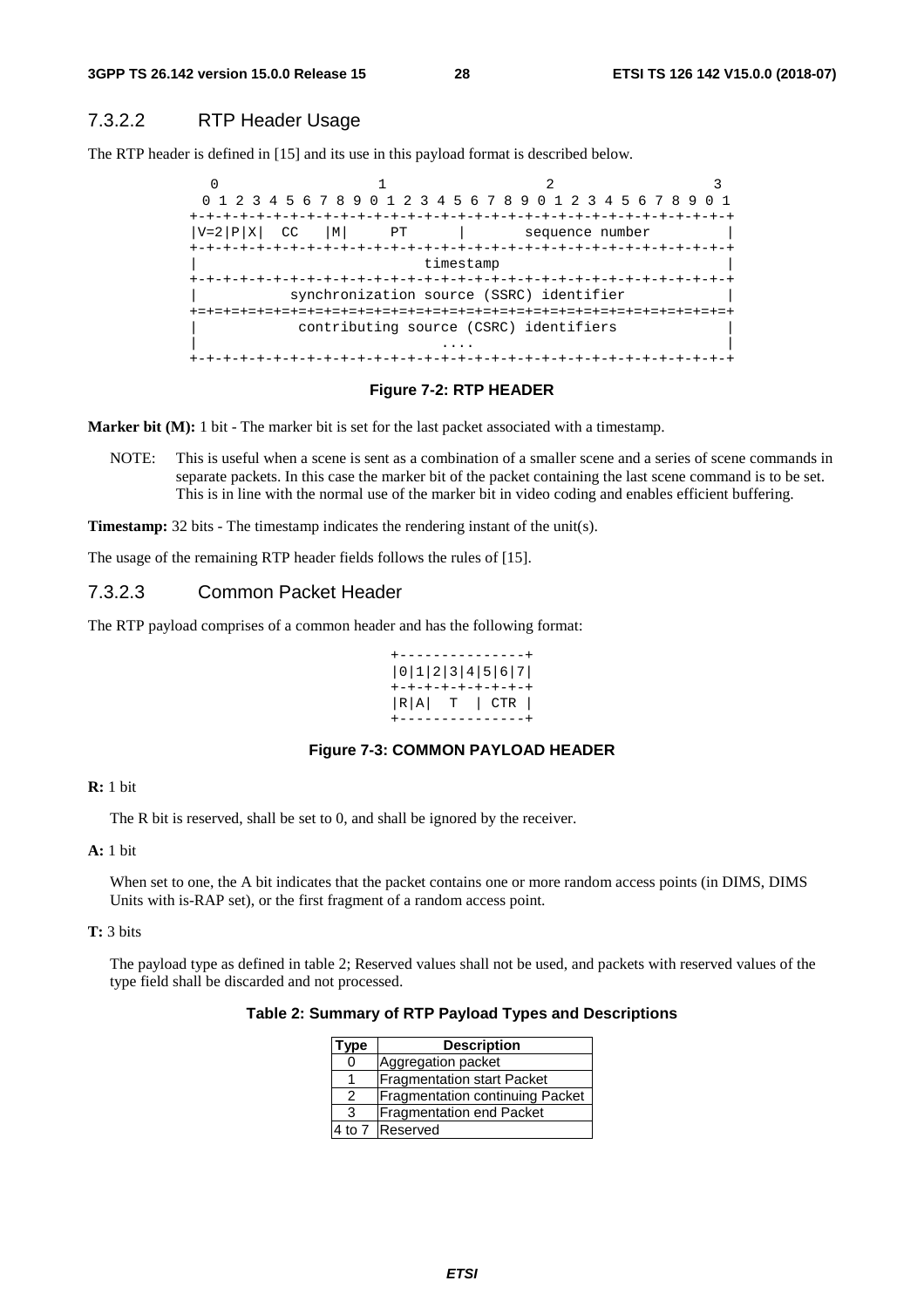### 7.3.2.2 RTP Header Usage

The RTP header is defined in [15] and its use in this payload format is described below.

```
 0                   1                   2                   3
 0 1 2 3 4 5 6 7 8 9 0 1 2 3 4 5 6 7 8 9 0 1 2 3 4 5 6 7 8 9 0 1
+-+-+-+-+-+-+-+-+-+-+-+-+-+-+-+-+-+-+-+-+-+-+-+-+-+-+-+-+-+-+-+-+
|V=2|P|X|  CC   |M|     PT      |       sequence number         |
+-+-+-+-+-+-+-+-+-+-+-+-+-+-+-+-+-+-+-+-+-+-+-+-+-+-+-+-+-+-+-+-+
|                           timestamp                           |
+-+-+-+-+-+-+-+-+-+-+-+-+-+-+-+-+-+-+-+-+-+-+-+-+-+-+-+-+-+-+-+-+
|           synchronization source (SSRC) identifier            |
+=+=+=+=+=+=+=+=+=+=+=+=+=+=+=+=+=+=+=+=+=+=+=+=+=+=+=+=+=+=+=+=+
|            contributing source (CSRC) identifiers             |
|                             ....                              |
+-+-+-+-+-+-+-+-+-+-+-+-+-+-+-+-+-+-+-+-+-+-+-+-+-+-+-+-+-+-+-+-+
```

**Figure 7-2: RTP HEADER**

**Marker bit (M):** 1 bit - The marker bit is set for the last packet associated with a timestamp.

NOTE: This is useful when a scene is sent as a combination of a smaller scene and a series of scene commands in separate packets. In this case the marker bit of the packet containing the last scene command is to be set. This is in line with the normal use of the marker bit in video coding and enables efficient buffering.

**Timestamp:** 32 bits - The timestamp indicates the rendering instant of the unit(s).

The usage of the remaining RTP header fields follows the rules of [15].

### 7.3.2.3 Common Packet Header

The RTP payload comprises of a common header and has the following format:

```
+---------------+
|0|1|2|3|4|5|6|7|
+-+-+-+-+-+-+-+-+
|R|A|  T  | CTR |
+---------------+
```

**Figure 7-3: COMMON PAYLOAD HEADER**

**R:** 1 bit

The R bit is reserved, shall be set to 0, and shall be ignored by the receiver.

**A:** 1 bit

When set to one, the A bit indicates that the packet contains one or more random access points (in DIMS, DIMS Units with is-RAP set), or the first fragment of a random access point.

**T:** 3 bits

The payload type as defined in table 2; Reserved values shall not be used, and packets with reserved values of the type field shall be discarded and not processed.

**Table 2: Summary of RTP Payload Types and Descriptions**

| Type | Description |
|---|---|
| 0 | Aggregation packet |
| 1 | Fragmentation start Packet |
| 2 | Fragmentation continuing Packet |
| 3 | Fragmentation end Packet |
| 4 to 7 | Reserved |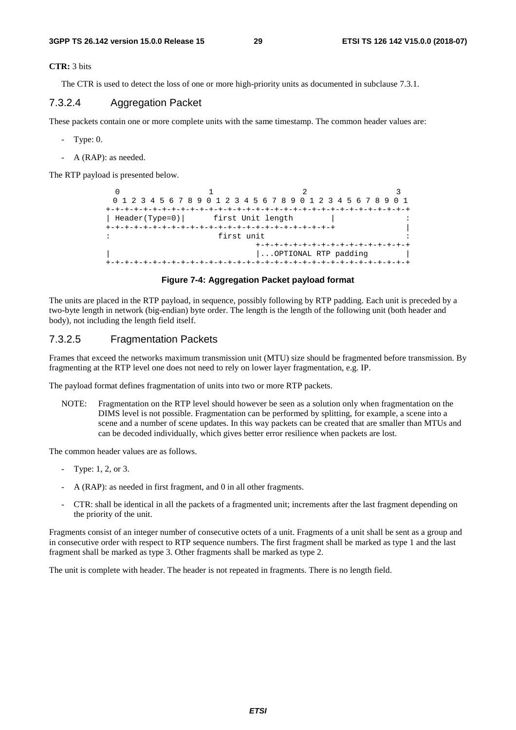**CTR:** 3 bits

The CTR is used to detect the loss of one or more high-priority units as documented in subclause 7.3.1.

#### 7.3.2.4 Aggregation Packet

These packets contain one or more complete units with the same timestamp. The common header values are:

- Type: 0.
- A (RAP): as needed.

The RTP payload is presented below.

```
  0                   1                   2                   3
  0 1 2 3 4 5 6 7 8 9 0 1 2 3 4 5 6 7 8 9 0 1 2 3 4 5 6 7 8 9 0 1
 +-+-+-+-+-+-+-+-+-+-+-+-+-+-+-+-+-+-+-+-+-+-+-+-+-+-+-+-+-+-+-+-+
 | Header(Type=0)|      first Unit length        |               :
 +-+-+-+-+-+-+-+-+-+-+-+-+-+-+-+-+-+-+-+-+-+-+-+-+               |
 :                        first unit                             :
                                 +-+-+-+-+-+-+-+-+-+-+-+-+-+-+-+-+
 |                               |...OPTIONAL RTP padding        |
 +-+-+-+-+-+-+-+-+-+-+-+-+-+-+-+-+-+-+-+-+-+-+-+-+-+-+-+-+-+-+-+-+
```

**Figure 7-4: Aggregation Packet payload format**

The units are placed in the RTP payload, in sequence, possibly following by RTP padding. Each unit is preceded by a two-byte length in network (big-endian) byte order. The length is the length of the following unit (both header and body), not including the length field itself.

#### 7.3.2.5 Fragmentation Packets

Frames that exceed the networks maximum transmission unit (MTU) size should be fragmented before transmission. By fragmenting at the RTP level one does not need to rely on lower layer fragmentation, e.g. IP.

The payload format defines fragmentation of units into two or more RTP packets.

NOTE: Fragmentation on the RTP level should however be seen as a solution only when fragmentation on the DIMS level is not possible. Fragmentation can be performed by splitting, for example, a scene into a scene and a number of scene updates. In this way packets can be created that are smaller than MTUs and can be decoded individually, which gives better error resilience when packets are lost.

The common header values are as follows.

- Type: 1, 2, or 3.
- A (RAP): as needed in first fragment, and 0 in all other fragments.
- CTR: shall be identical in all the packets of a fragmented unit; increments after the last fragment depending on the priority of the unit.

Fragments consist of an integer number of consecutive octets of a unit. Fragments of a unit shall be sent as a group and in consecutive order with respect to RTP sequence numbers. The first fragment shall be marked as type 1 and the last fragment shall be marked as type 3. Other fragments shall be marked as type 2.

The unit is complete with header. The header is not repeated in fragments. There is no length field.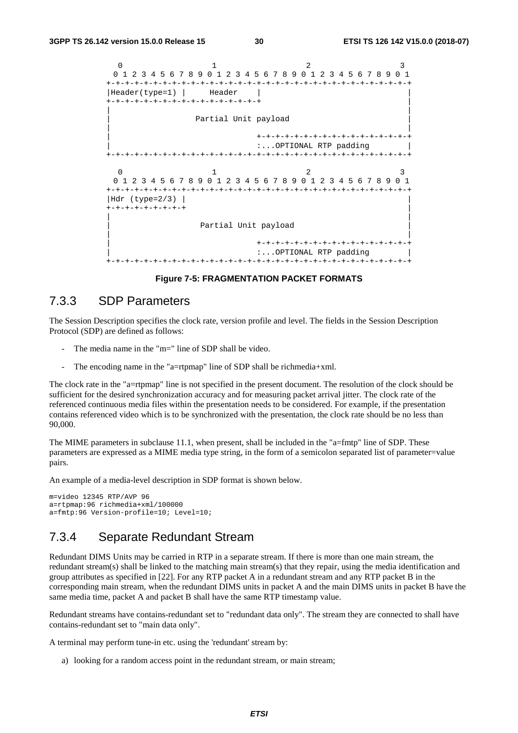```
  0                   1                   2                   3
  0 1 2 3 4 5 6 7 8 9 0 1 2 3 4 5 6 7 8 9 0 1 2 3 4 5 6 7 8 9 0 1
 +-+-+-+-+-+-+-+-+-+-+-+-+-+-+-+-+-+-+-+-+-+-+-+-+-+-+-+-+-+-+-+-+
 |Header(type=1) |      Header    |                               |
 +-+-+-+-+-+-+-+-+-+-+-+-+-+-+-+-+                                |
 |                                                                |
 |                  Partial Unit payload                          |
 |                                                                |
 |                               +-+-+-+-+-+-+-+-+-+-+-+-+-+-+-+-+
 |                               :...OPTIONAL RTP padding        |
 +-+-+-+-+-+-+-+-+-+-+-+-+-+-+-+-+-+-+-+-+-+-+-+-+-+-+-+-+-+-+-+-+

  0                   1                   2                   3
  0 1 2 3 4 5 6 7 8 9 0 1 2 3 4 5 6 7 8 9 0 1 2 3 4 5 6 7 8 9 0 1
 +-+-+-+-+-+-+-+-+-+-+-+-+-+-+-+-+-+-+-+-+-+-+-+-+-+-+-+-+-+-+-+-+
 |Hdr (type=2/3) |                                                |
 +-+-+-+-+-+-+-+-+                                                |
 |                                                                |
 |                   Partial Unit payload                         |
 |                                                                |
 |                               +-+-+-+-+-+-+-+-+-+-+-+-+-+-+-+-+
 |                               :...OPTIONAL RTP padding        |
 +-+-+-+-+-+-+-+-+-+-+-+-+-+-+-+-+-+-+-+-+-+-+-+-+-+-+-+-+-+-+-+-+
```

**Figure 7-5: FRAGMENTATION PACKET FORMATS**

### 7.3.3 SDP Parameters

The Session Description specifies the clock rate, version profile and level. The fields in the Session Description Protocol (SDP) are defined as follows:

- The media name in the "m=" line of SDP shall be video.
- The encoding name in the "a=rtpmap" line of SDP shall be richmedia+xml.

The clock rate in the "a=rtpmap" line is not specified in the present document. The resolution of the clock should be sufficient for the desired synchronization accuracy and for measuring packet arrival jitter. The clock rate of the referenced continuous media files within the presentation needs to be considered. For example, if the presentation contains referenced video which is to be synchronized with the presentation, the clock rate should be no less than 90,000.

The MIME parameters in subclause 11.1, when present, shall be included in the "a=fmtp" line of SDP. These parameters are expressed as a MIME media type string, in the form of a semicolon separated list of parameter=value pairs.

An example of a media-level description in SDP format is shown below.

```
m=video 12345 RTP/AVP 96
a=rtpmap:96 richmedia+xml/100000
a=fmtp:96 Version-profile=10; Level=10;
```

### 7.3.4 Separate Redundant Stream

Redundant DIMS Units may be carried in RTP in a separate stream. If there is more than one main stream, the redundant stream(s) shall be linked to the matching main stream(s) that they repair, using the media identification and group attributes as specified in [22]. For any RTP packet A in a redundant stream and any RTP packet B in the corresponding main stream, when the redundant DIMS units in packet A and the main DIMS units in packet B have the same media time, packet A and packet B shall have the same RTP timestamp value.

Redundant streams have contains-redundant set to "redundant data only". The stream they are connected to shall have contains-redundant set to "main data only".

A terminal may perform tune-in etc. using the 'redundant' stream by:

a) looking for a random access point in the redundant stream, or main stream;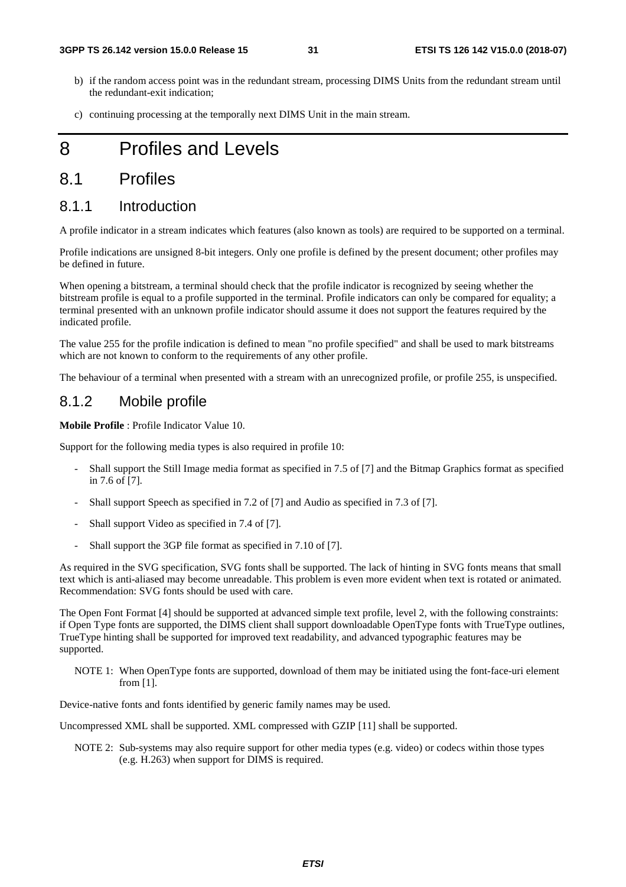b) if the random access point was in the redundant stream, processing DIMS Units from the redundant stream until the redundant-exit indication;

c) continuing processing at the temporally next DIMS Unit in the main stream.

# 8 Profiles and Levels

## 8.1 Profiles

### 8.1.1 Introduction

A profile indicator in a stream indicates which features (also known as tools) are required to be supported on a terminal.

Profile indications are unsigned 8-bit integers. Only one profile is defined by the present document; other profiles may be defined in future.

When opening a bitstream, a terminal should check that the profile indicator is recognized by seeing whether the bitstream profile is equal to a profile supported in the terminal. Profile indicators can only be compared for equality; a terminal presented with an unknown profile indicator should assume it does not support the features required by the indicated profile.

The value 255 for the profile indication is defined to mean "no profile specified" and shall be used to mark bitstreams which are not known to conform to the requirements of any other profile.

The behaviour of a terminal when presented with a stream with an unrecognized profile, or profile 255, is unspecified.

### 8.1.2 Mobile profile

**Mobile Profile** : Profile Indicator Value 10.

Support for the following media types is also required in profile 10:

- Shall support the Still Image media format as specified in 7.5 of [7] and the Bitmap Graphics format as specified in 7.6 of [7].
- Shall support Speech as specified in 7.2 of [7] and Audio as specified in 7.3 of [7].
- Shall support Video as specified in 7.4 of [7].
- Shall support the 3GP file format as specified in 7.10 of [7].

As required in the SVG specification, SVG fonts shall be supported. The lack of hinting in SVG fonts means that small text which is anti-aliased may become unreadable. This problem is even more evident when text is rotated or animated. Recommendation: SVG fonts should be used with care.

The Open Font Format [4] should be supported at advanced simple text profile, level 2, with the following constraints: if Open Type fonts are supported, the DIMS client shall support downloadable OpenType fonts with TrueType outlines, TrueType hinting shall be supported for improved text readability, and advanced typographic features may be supported.

NOTE 1: When OpenType fonts are supported, download of them may be initiated using the font-face-uri element from [1].

Device-native fonts and fonts identified by generic family names may be used.

Uncompressed XML shall be supported. XML compressed with GZIP [11] shall be supported.

NOTE 2: Sub-systems may also require support for other media types (e.g. video) or codecs within those types (e.g. H.263) when support for DIMS is required.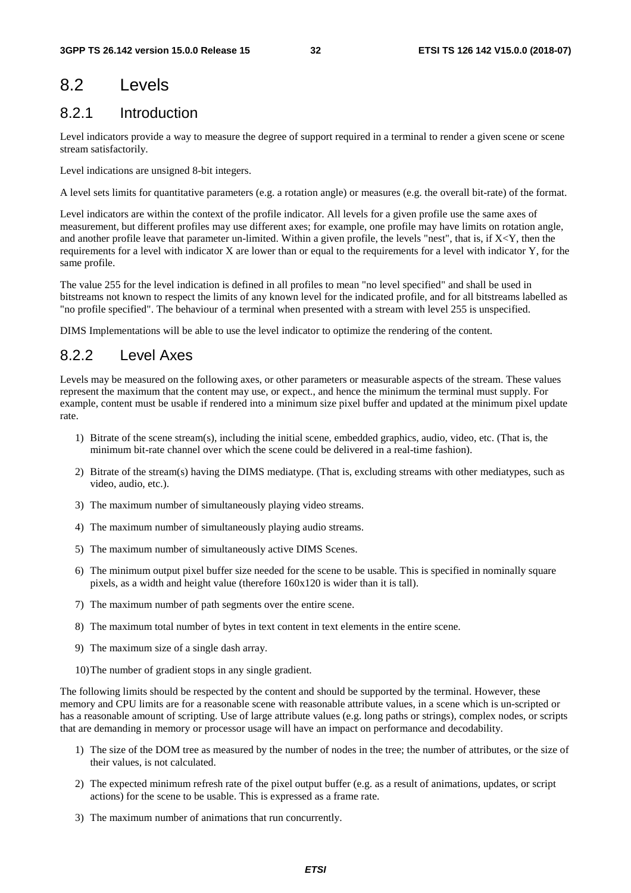## 8.2 Levels

### 8.2.1 Introduction

Level indicators provide a way to measure the degree of support required in a terminal to render a given scene or scene stream satisfactorily.

Level indications are unsigned 8-bit integers.

A level sets limits for quantitative parameters (e.g. a rotation angle) or measures (e.g. the overall bit-rate) of the format.

Level indicators are within the context of the profile indicator. All levels for a given profile use the same axes of measurement, but different profiles may use different axes; for example, one profile may have limits on rotation angle, and another profile leave that parameter un-limited. Within a given profile, the levels "nest", that is, if X<Y, then the requirements for a level with indicator X are lower than or equal to the requirements for a level with indicator Y, for the same profile.

The value 255 for the level indication is defined in all profiles to mean "no level specified" and shall be used in bitstreams not known to respect the limits of any known level for the indicated profile, and for all bitstreams labelled as "no profile specified". The behaviour of a terminal when presented with a stream with level 255 is unspecified.

DIMS Implementations will be able to use the level indicator to optimize the rendering of the content.

### 8.2.2 Level Axes

Levels may be measured on the following axes, or other parameters or measurable aspects of the stream. These values represent the maximum that the content may use, or expect., and hence the minimum the terminal must supply. For example, content must be usable if rendered into a minimum size pixel buffer and updated at the minimum pixel update rate.

1) Bitrate of the scene stream(s), including the initial scene, embedded graphics, audio, video, etc. (That is, the minimum bit-rate channel over which the scene could be delivered in a real-time fashion).
2) Bitrate of the stream(s) having the DIMS mediatype. (That is, excluding streams with other mediatypes, such as video, audio, etc.).
3) The maximum number of simultaneously playing video streams.
4) The maximum number of simultaneously playing audio streams.
5) The maximum number of simultaneously active DIMS Scenes.
6) The minimum output pixel buffer size needed for the scene to be usable. This is specified in nominally square pixels, as a width and height value (therefore 160x120 is wider than it is tall).
7) The maximum number of path segments over the entire scene.
8) The maximum total number of bytes in text content in text elements in the entire scene.
9) The maximum size of a single dash array.
10) The number of gradient stops in any single gradient.

The following limits should be respected by the content and should be supported by the terminal. However, these memory and CPU limits are for a reasonable scene with reasonable attribute values, in a scene which is un-scripted or has a reasonable amount of scripting. Use of large attribute values (e.g. long paths or strings), complex nodes, or scripts that are demanding in memory or processor usage will have an impact on performance and decodability.

1) The size of the DOM tree as measured by the number of nodes in the tree; the number of attributes, or the size of their values, is not calculated.
2) The expected minimum refresh rate of the pixel output buffer (e.g. as a result of animations, updates, or script actions) for the scene to be usable. This is expressed as a frame rate.
3) The maximum number of animations that run concurrently.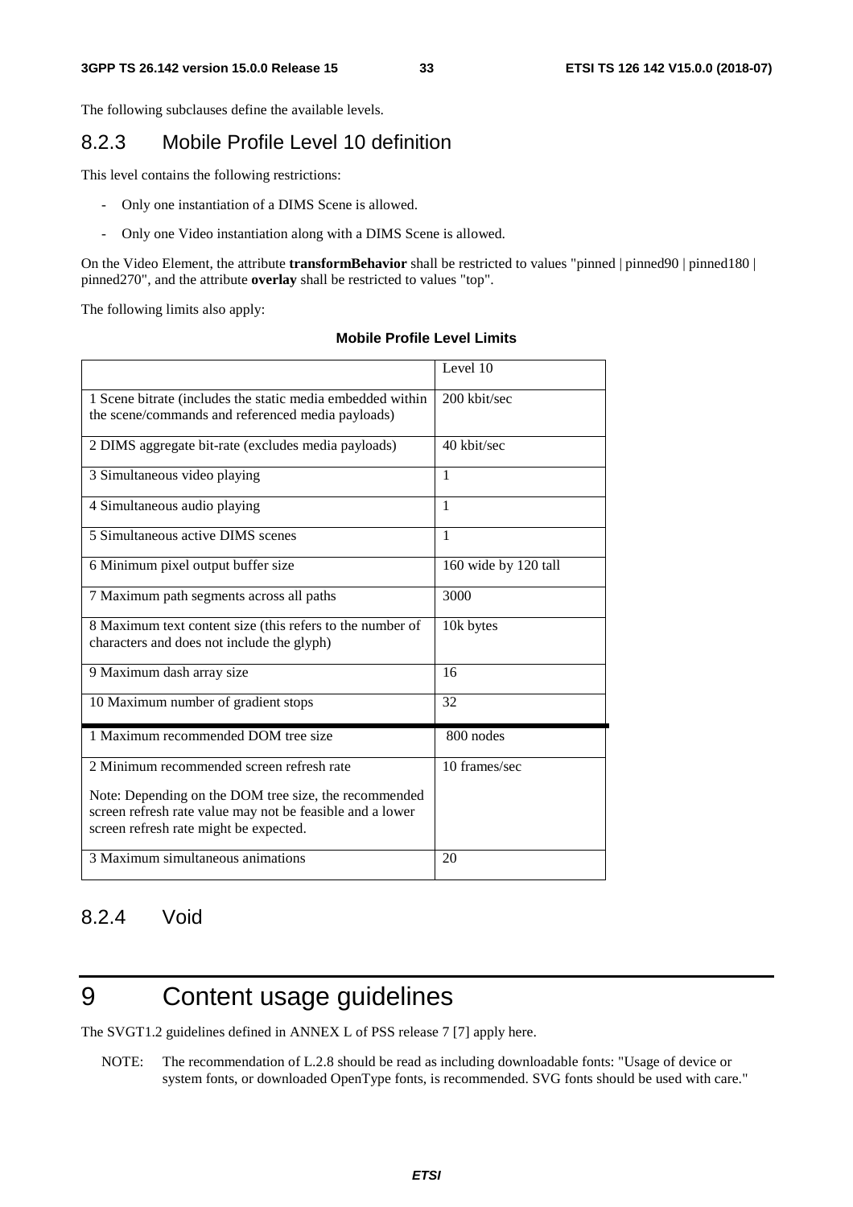The following subclauses define the available levels.

### 8.2.3 Mobile Profile Level 10 definition

This level contains the following restrictions:

- Only one instantiation of a DIMS Scene is allowed.
- Only one Video instantiation along with a DIMS Scene is allowed.

On the Video Element, the attribute **transformBehavior** shall be restricted to values "pinned | pinned90 | pinned180 | pinned270", and the attribute **overlay** shall be restricted to values "top".

The following limits also apply:

**Mobile Profile Level Limits**

| | Level 10 |
|---|---|
| 1 Scene bitrate (includes the static media embedded within the scene/commands and referenced media payloads) | 200 kbit/sec |
| 2 DIMS aggregate bit-rate (excludes media payloads) | 40 kbit/sec |
| 3 Simultaneous video playing | 1 |
| 4 Simultaneous audio playing | 1 |
| 5 Simultaneous active DIMS scenes | 1 |
| 6 Minimum pixel output buffer size | 160 wide by 120 tall |
| 7 Maximum path segments across all paths | 3000 |
| 8 Maximum text content size (this refers to the number of characters and does not include the glyph) | 10k bytes |
| 9 Maximum dash array size | 16 |
| 10 Maximum number of gradient stops | 32 |
| 1 Maximum recommended DOM tree size | 800 nodes |
| 2 Minimum recommended screen refresh rate<br><br>Note: Depending on the DOM tree size, the recommended screen refresh rate value may not be feasible and a lower screen refresh rate might be expected. | 10 frames/sec |
| 3 Maximum simultaneous animations | 20 |

### 8.2.4 Void

# 9 Content usage guidelines

The SVGT1.2 guidelines defined in ANNEX L of PSS release 7 [7] apply here.

NOTE: The recommendation of L.2.8 should be read as including downloadable fonts: "Usage of device or system fonts, or downloaded OpenType fonts, is recommended. SVG fonts should be used with care."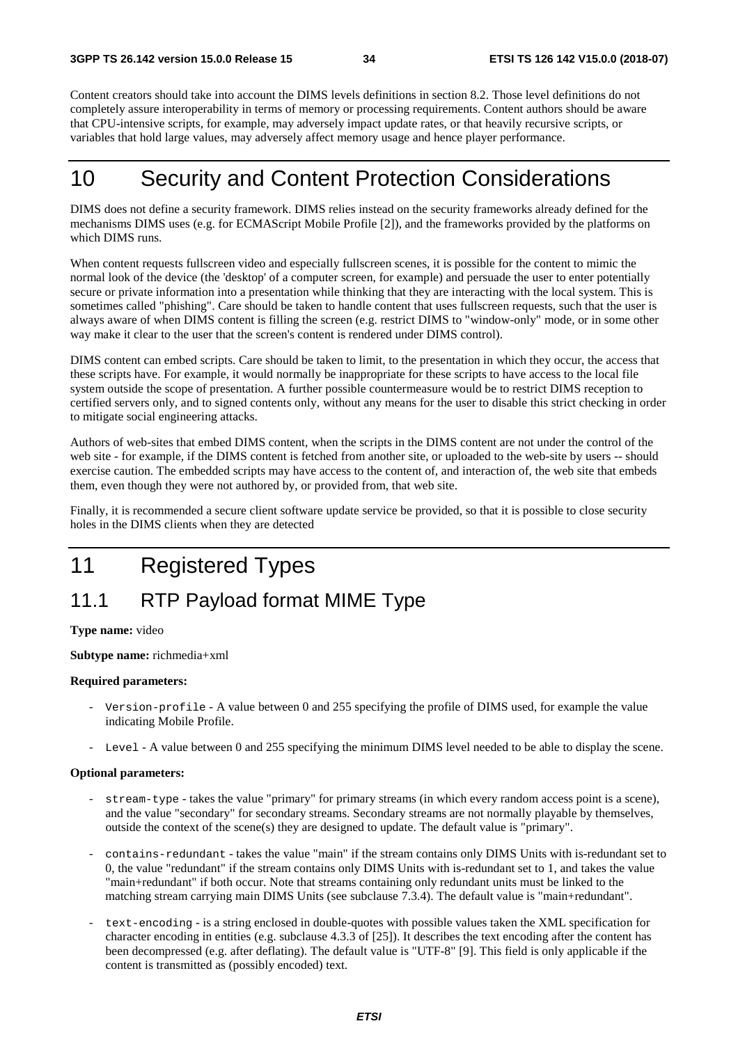Content creators should take into account the DIMS levels definitions in section 8.2. Those level definitions do not completely assure interoperability in terms of memory or processing requirements. Content authors should be aware that CPU-intensive scripts, for example, may adversely impact update rates, or that heavily recursive scripts, or variables that hold large values, may adversely affect memory usage and hence player performance.

# 10 Security and Content Protection Considerations

DIMS does not define a security framework. DIMS relies instead on the security frameworks already defined for the mechanisms DIMS uses (e.g. for ECMAScript Mobile Profile [2]), and the frameworks provided by the platforms on which DIMS runs.

When content requests fullscreen video and especially fullscreen scenes, it is possible for the content to mimic the normal look of the device (the 'desktop' of a computer screen, for example) and persuade the user to enter potentially secure or private information into a presentation while thinking that they are interacting with the local system. This is sometimes called "phishing". Care should be taken to handle content that uses fullscreen requests, such that the user is always aware of when DIMS content is filling the screen (e.g. restrict DIMS to "window-only" mode, or in some other way make it clear to the user that the screen's content is rendered under DIMS control).

DIMS content can embed scripts. Care should be taken to limit, to the presentation in which they occur, the access that these scripts have. For example, it would normally be inappropriate for these scripts to have access to the local file system outside the scope of presentation. A further possible countermeasure would be to restrict DIMS reception to certified servers only, and to signed contents only, without any means for the user to disable this strict checking in order to mitigate social engineering attacks.

Authors of web-sites that embed DIMS content, when the scripts in the DIMS content are not under the control of the web site - for example, if the DIMS content is fetched from another site, or uploaded to the web-site by users -- should exercise caution. The embedded scripts may have access to the content of, and interaction of, the web site that embeds them, even though they were not authored by, or provided from, that web site.

Finally, it is recommended a secure client software update service be provided, so that it is possible to close security holes in the DIMS clients when they are detected

# 11 Registered Types

## 11.1 RTP Payload format MIME Type

**Type name:** video

**Subtype name:** richmedia+xml

**Required parameters:**

- `Version-profile` - A value between 0 and 255 specifying the profile of DIMS used, for example the value indicating Mobile Profile.
- `Level` - A value between 0 and 255 specifying the minimum DIMS level needed to be able to display the scene.

**Optional parameters:**

- `stream-type` - takes the value "primary" for primary streams (in which every random access point is a scene), and the value "secondary" for secondary streams. Secondary streams are not normally playable by themselves, outside the context of the scene(s) they are designed to update. The default value is "primary".
- `contains-redundant` - takes the value "main" if the stream contains only DIMS Units with is-redundant set to 0, the value "redundant" if the stream contains only DIMS Units with is-redundant set to 1, and takes the value "main+redundant" if both occur. Note that streams containing only redundant units must be linked to the matching stream carrying main DIMS Units (see subclause 7.3.4). The default value is "main+redundant".
- `text-encoding` - is a string enclosed in double-quotes with possible values taken the XML specification for character encoding in entities (e.g. subclause 4.3.3 of [25]). It describes the text encoding after the content has been decompressed (e.g. after deflating). The default value is "UTF-8" [9]. This field is only applicable if the content is transmitted as (possibly encoded) text.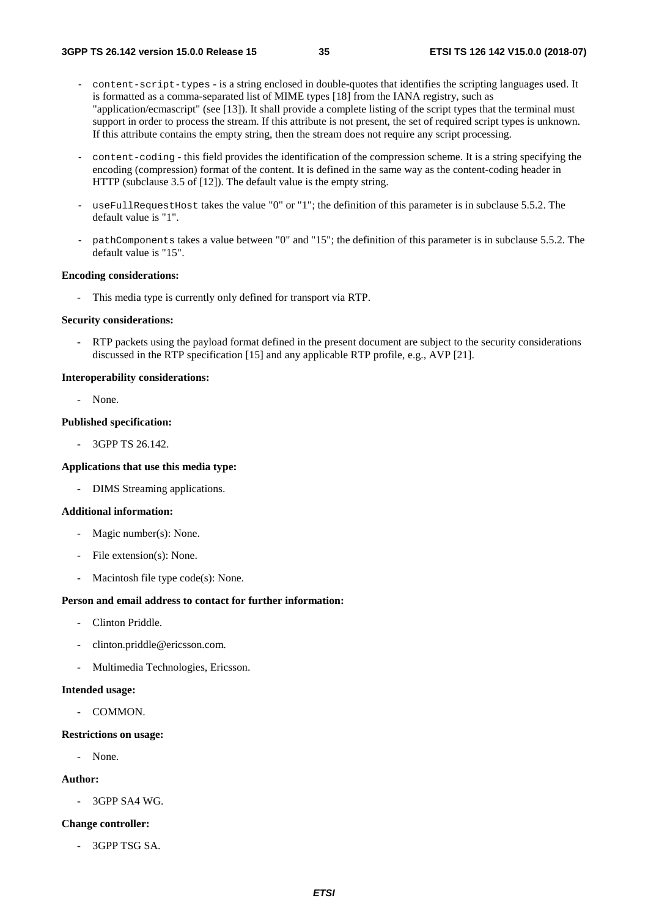- `content-script-types` - is a string enclosed in double-quotes that identifies the scripting languages used. It is formatted as a comma-separated list of MIME types [18] from the IANA registry, such as "application/ecmascript" (see [13]). It shall provide a complete listing of the script types that the terminal must support in order to process the stream. If this attribute is not present, the set of required script types is unknown. If this attribute contains the empty string, then the stream does not require any script processing.

- `content-coding` - this field provides the identification of the compression scheme. It is a string specifying the encoding (compression) format of the content. It is defined in the same way as the content-coding header in HTTP (subclause 3.5 of [12]). The default value is the empty string.

- `useFullRequestHost` takes the value "0" or "1"; the definition of this parameter is in subclause 5.5.2. The default value is "1".

- `pathComponents` takes a value between "0" and "15"; the definition of this parameter is in subclause 5.5.2. The default value is "15".

**Encoding considerations:**

- This media type is currently only defined for transport via RTP.

**Security considerations:**

- RTP packets using the payload format defined in the present document are subject to the security considerations discussed in the RTP specification [15] and any applicable RTP profile, e.g., AVP [21].

**Interoperability considerations:**

- None.

**Published specification:**

- 3GPP TS 26.142.

**Applications that use this media type:**

- DIMS Streaming applications.

**Additional information:**

- Magic number(s): None.
- File extension(s): None.
- Macintosh file type code(s): None.

**Person and email address to contact for further information:**

- Clinton Priddle.
- clinton.priddle@ericsson.com.
- Multimedia Technologies, Ericsson.

**Intended usage:**

- COMMON.

**Restrictions on usage:**

- None.

**Author:**

- 3GPP SA4 WG.

**Change controller:**

- 3GPP TSG SA.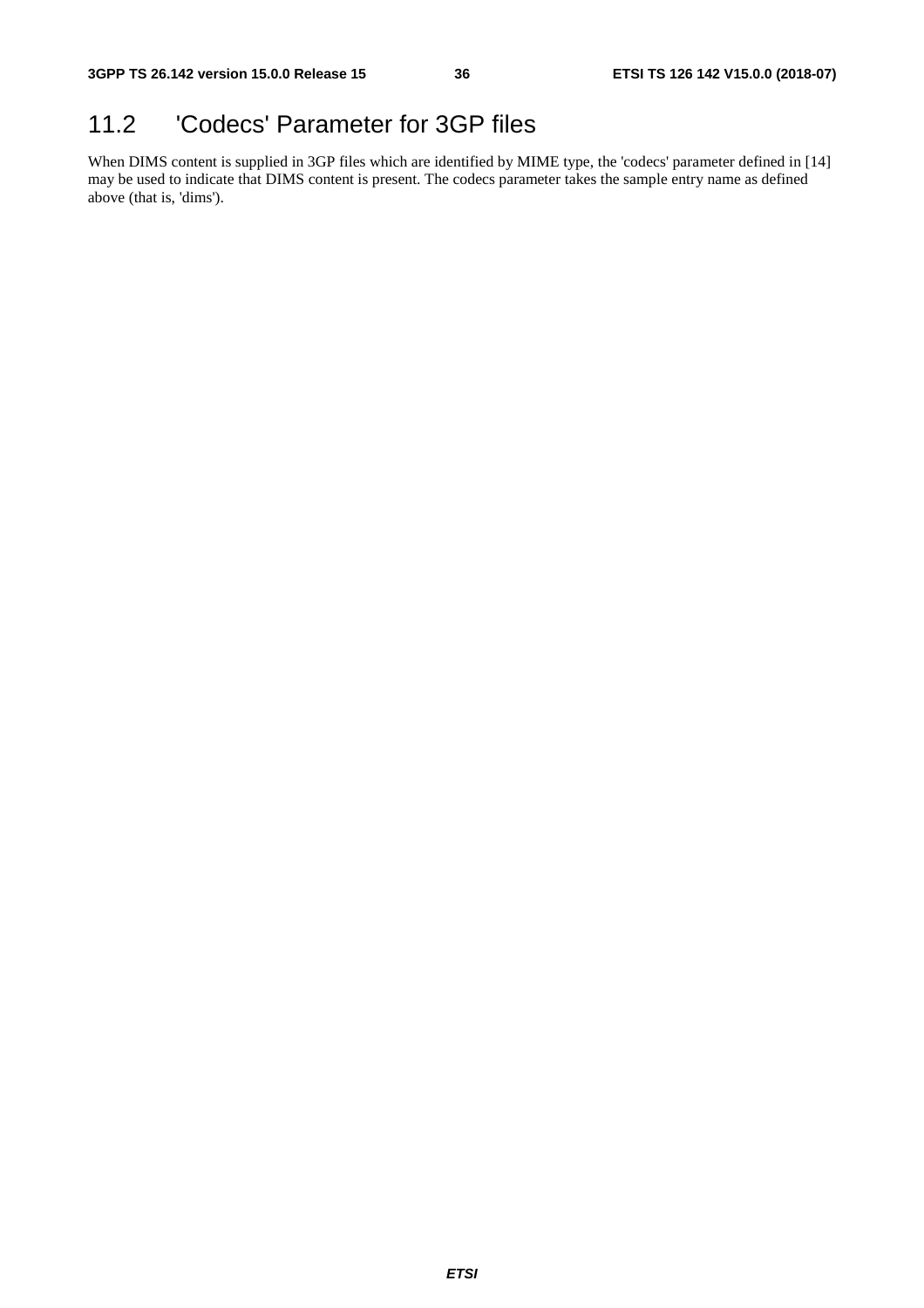## 11.2 'Codecs' Parameter for 3GP files

When DIMS content is supplied in 3GP files which are identified by MIME type, the 'codecs' parameter defined in [14] may be used to indicate that DIMS content is present. The codecs parameter takes the sample entry name as defined above (that is, 'dims').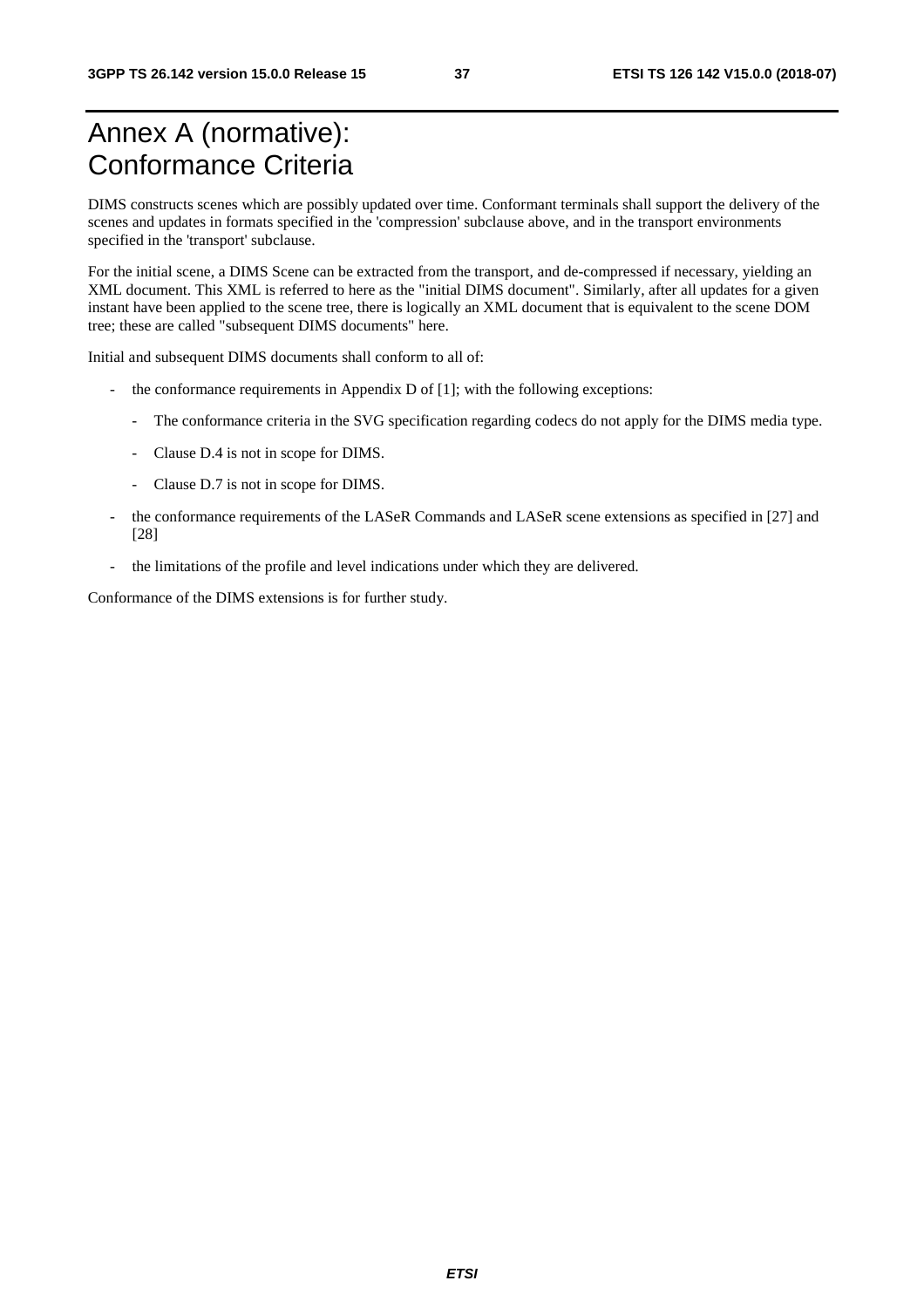# Annex A (normative): Conformance Criteria

DIMS constructs scenes which are possibly updated over time. Conformant terminals shall support the delivery of the scenes and updates in formats specified in the 'compression' subclause above, and in the transport environments specified in the 'transport' subclause.

For the initial scene, a DIMS Scene can be extracted from the transport, and de-compressed if necessary, yielding an XML document. This XML is referred to here as the "initial DIMS document". Similarly, after all updates for a given instant have been applied to the scene tree, there is logically an XML document that is equivalent to the scene DOM tree; these are called "subsequent DIMS documents" here.

Initial and subsequent DIMS documents shall conform to all of:

- the conformance requirements in Appendix D of [1]; with the following exceptions:
    - The conformance criteria in the SVG specification regarding codecs do not apply for the DIMS media type.
    - Clause D.4 is not in scope for DIMS.
    - Clause D.7 is not in scope for DIMS.
- the conformance requirements of the LASeR Commands and LASeR scene extensions as specified in [27] and [28]
- the limitations of the profile and level indications under which they are delivered.

Conformance of the DIMS extensions is for further study.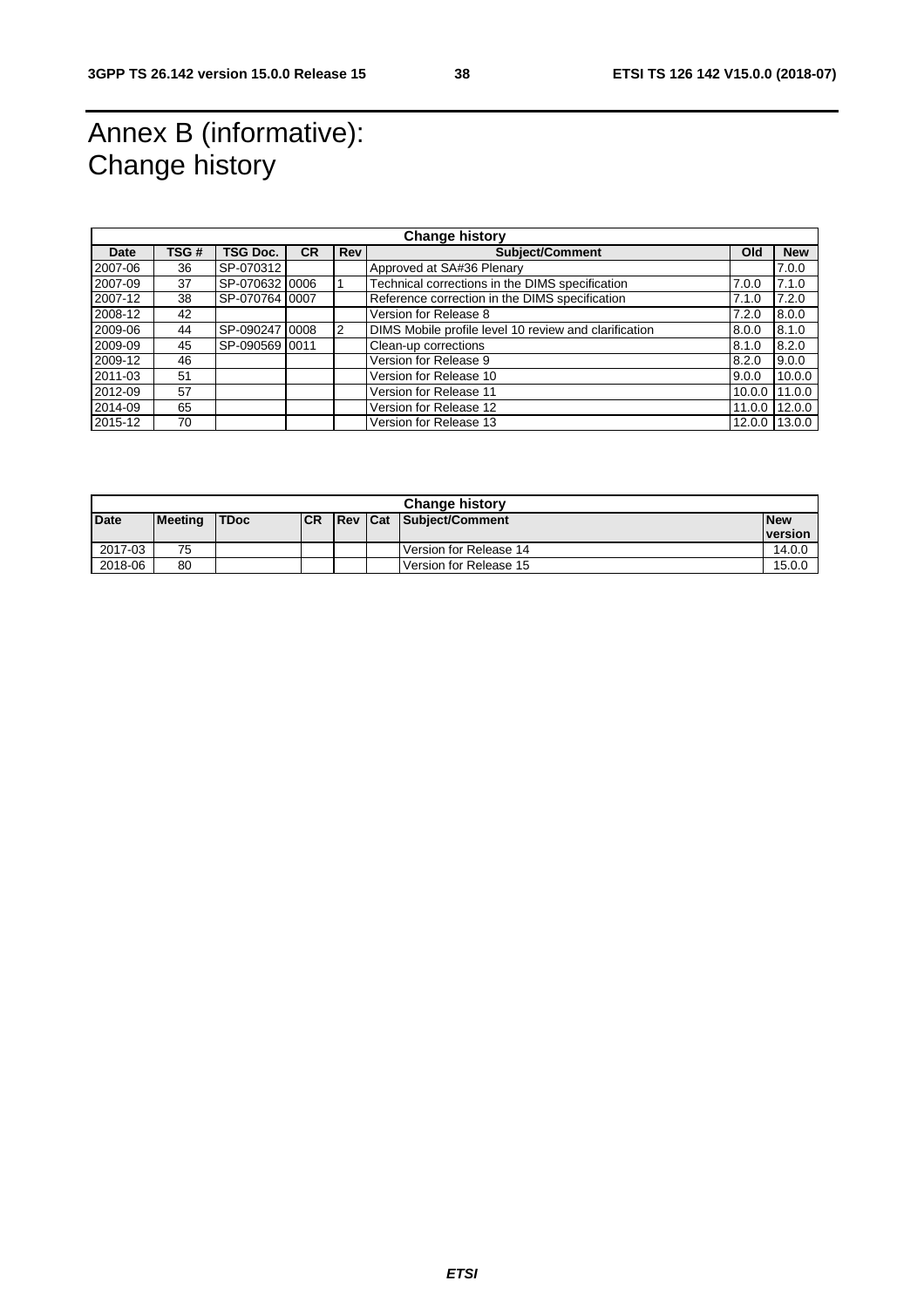# Annex B (informative): Change history

| Change history | | | | | | | |
|---|---|---|---|---|---|---|---|
| **Date** | **TSG #** | **TSG Doc.** | **CR** | **Rev** | **Subject/Comment** | **Old** | **New** |
| 2007-06 | 36 | SP-070312 | | | Approved at SA#36 Plenary | | 7.0.0 |
| 2007-09 | 37 | SP-070632 | 0006 | 1 | Technical corrections in the DIMS specification | 7.0.0 | 7.1.0 |
| 2007-12 | 38 | SP-070764 | 0007 | | Reference correction in the DIMS specification | 7.1.0 | 7.2.0 |
| 2008-12 | 42 | | | | Version for Release 8 | 7.2.0 | 8.0.0 |
| 2009-06 | 44 | SP-090247 | 0008 | 2 | DIMS Mobile profile level 10 review and clarification | 8.0.0 | 8.1.0 |
| 2009-09 | 45 | SP-090569 | 0011 | | Clean-up corrections | 8.1.0 | 8.2.0 |
| 2009-12 | 46 | | | | Version for Release 9 | 8.2.0 | 9.0.0 |
| 2011-03 | 51 | | | | Version for Release 10 | 9.0.0 | 10.0.0 |
| 2012-09 | 57 | | | | Version for Release 11 | 10.0.0 | 11.0.0 |
| 2014-09 | 65 | | | | Version for Release 12 | 11.0.0 | 12.0.0 |
| 2015-12 | 70 | | | | Version for Release 13 | 12.0.0 | 13.0.0 |

| Change history | | | | | | | |
|---|---|---|---|---|---|---|---|
| **Date** | **Meeting** | **TDoc** | **CR** | **Rev** | **Cat** | **Subject/Comment** | **New version** |
| 2017-03 | 75 | | | | | Version for Release 14 | 14.0.0 |
| 2018-06 | 80 | | | | | Version for Release 15 | 15.0.0 |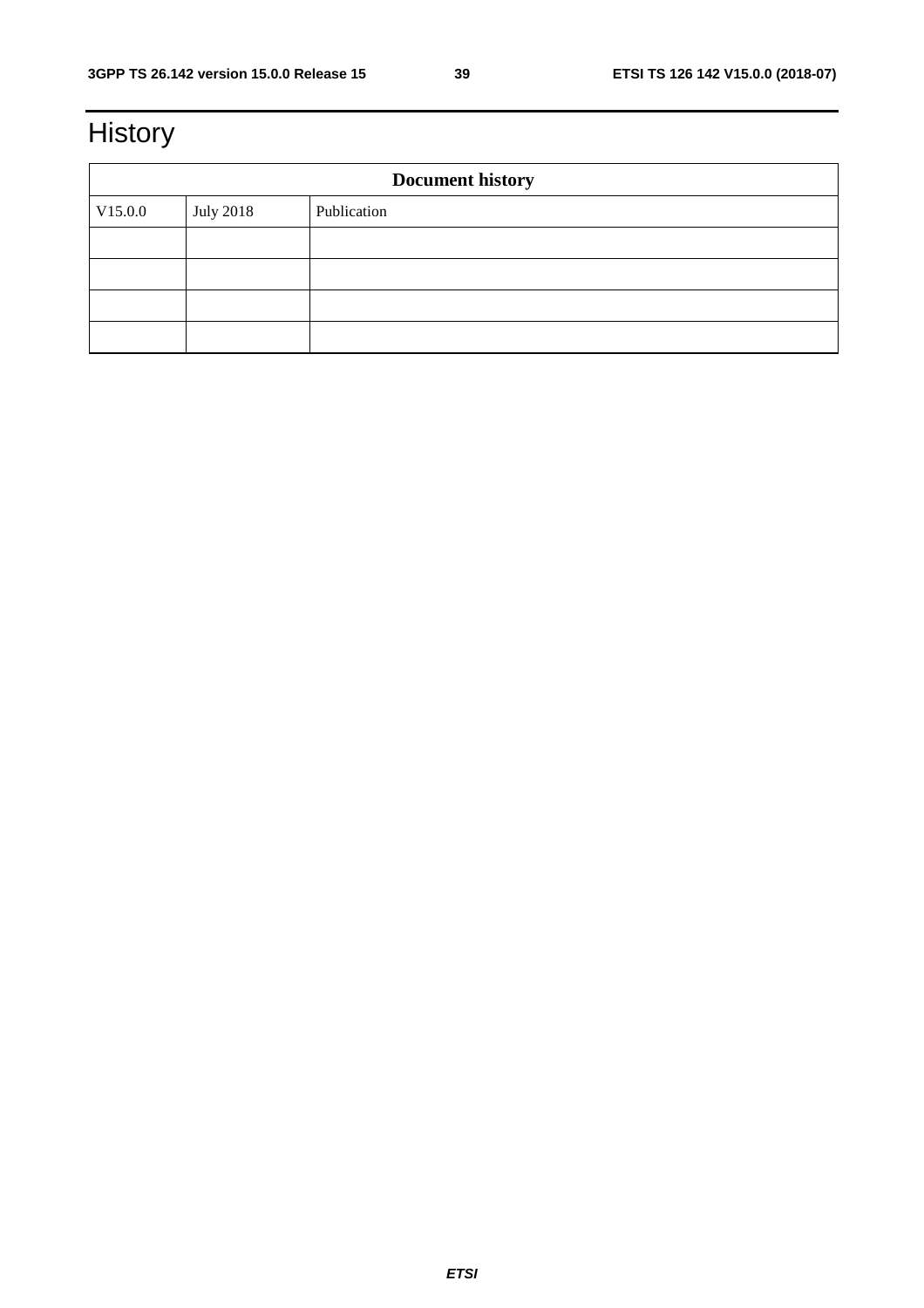# History

| Document history | | |
|---|---|---|
| V15.0.0 | July 2018 | Publication |
| | | |
| | | |
| | | |
| | | |